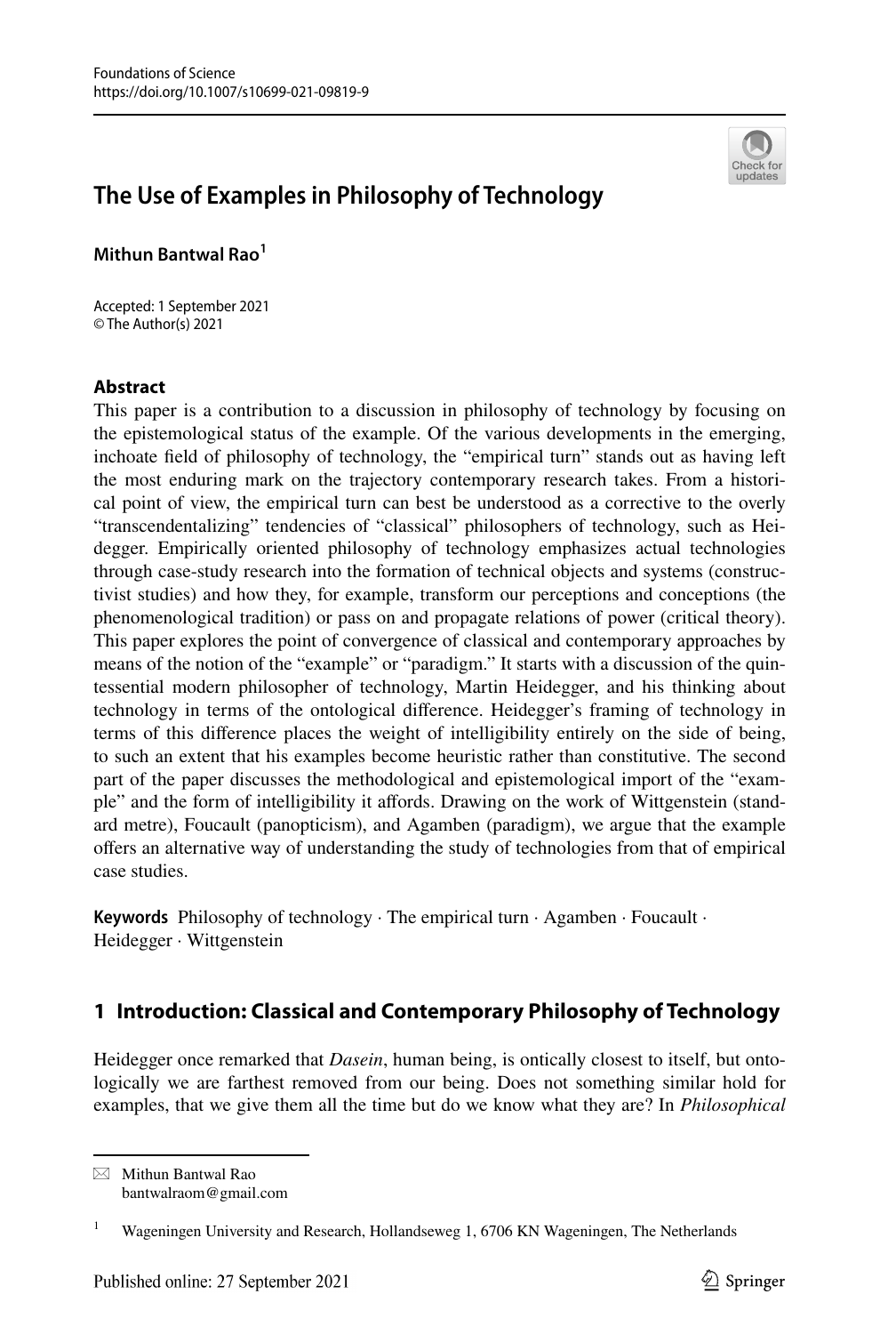# The Use of Examples in Philosophy of Technology

**Mithun Bantwal Rao**[1]

Accepted: 1 September 2021
© The Author(s) 2021

## Abstract

This paper is a contribution to a discussion in philosophy of technology by focusing on the epistemological status of the example. Of the various developments in the emerging, inchoate field of philosophy of technology, the "empirical turn" stands out as having left the most enduring mark on the trajectory contemporary research takes. From a historical point of view, the empirical turn can best be understood as a corrective to the overly "transcendentalizing" tendencies of "classical" philosophers of technology, such as Heidegger. Empirically oriented philosophy of technology emphasizes actual technologies through case-study research into the formation of technical objects and systems (constructivist studies) and how they, for example, transform our perceptions and conceptions (the phenomenological tradition) or pass on and propagate relations of power (critical theory). This paper explores the point of convergence of classical and contemporary approaches by means of the notion of the "example" or "paradigm." It starts with a discussion of the quintessential modern philosopher of technology, Martin Heidegger, and his thinking about technology in terms of the ontological difference. Heidegger's framing of technology in terms of this difference places the weight of intelligibility entirely on the side of being, to such an extent that his examples become heuristic rather than constitutive. The second part of the paper discusses the methodological and epistemological import of the "example" and the form of intelligibility it affords. Drawing on the work of Wittgenstein (standard metre), Foucault (panopticism), and Agamben (paradigm), we argue that the example offers an alternative way of understanding the study of technologies from that of empirical case studies.

**Keywords** Philosophy of technology · The empirical turn · Agamben · Foucault · Heidegger · Wittgenstein

## 1 Introduction: Classical and Contemporary Philosophy of Technology

Heidegger once remarked that *Dasein*, human being, is ontically closest to itself, but ontologically we are farthest removed from our being. Does not something similar hold for examples, that we give them all the time but do we know what they are? In *Philosophical*

---

✉ Mithun Bantwal Rao
bantwalraom@gmail.com

[1] Wageningen University and Research, Hollandseweg 1, 6706 KN Wageningen, The Netherlands

Published online: 27 September 2021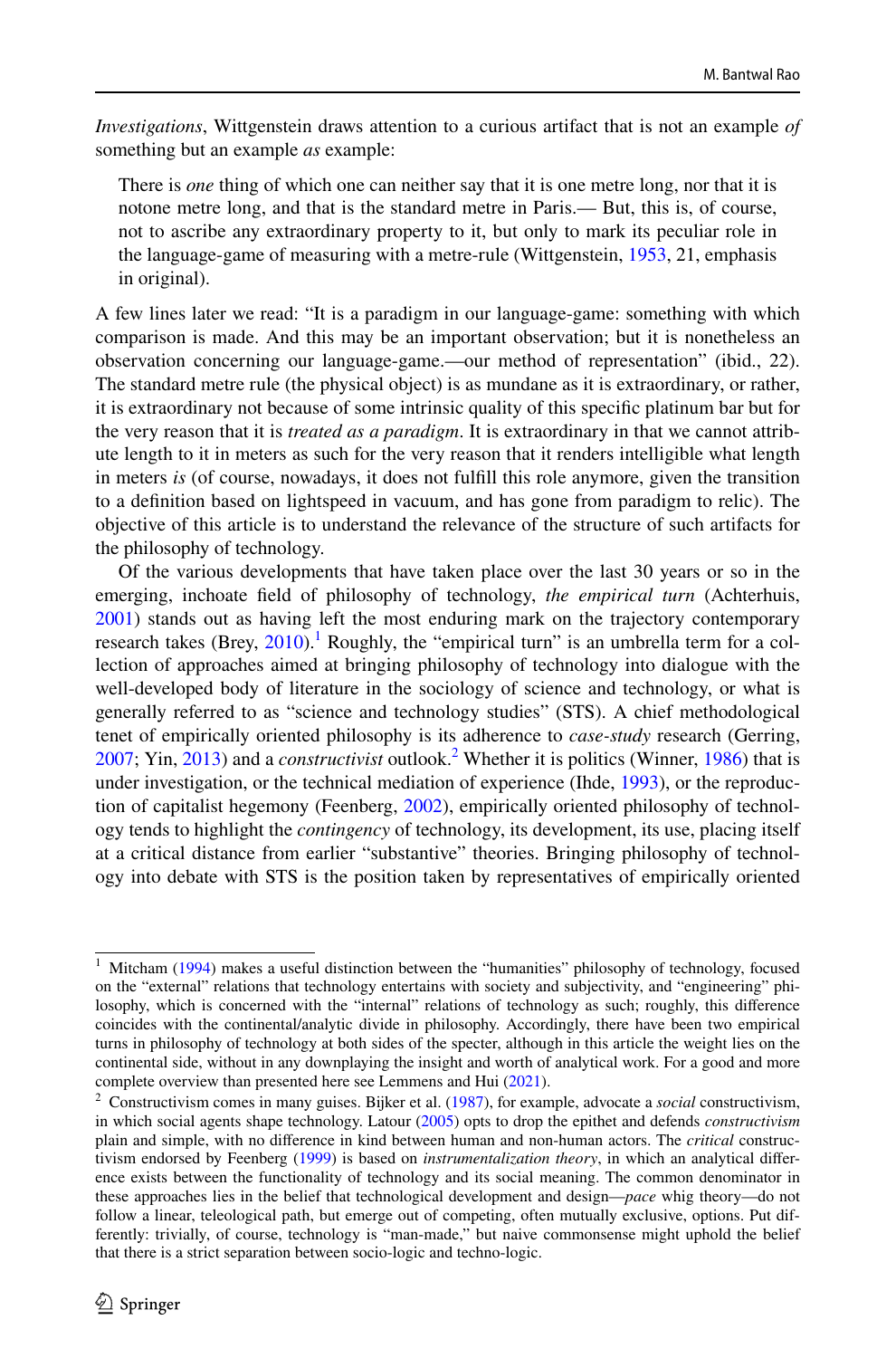*Investigations*, Wittgenstein draws attention to a curious artifact that is not an example *of* something but an example *as* example:

> There is *one* thing of which one can neither say that it is one metre long, nor that it is notone metre long, and that is the standard metre in Paris.— But, this is, of course, not to ascribe any extraordinary property to it, but only to mark its peculiar role in the language-game of measuring with a metre-rule (Wittgenstein, 1953, 21, emphasis in original).

A few lines later we read: "It is a paradigm in our language-game: something with which comparison is made. And this may be an important observation; but it is nonetheless an observation concerning our language-game.—our method of representation" (ibid., 22). The standard metre rule (the physical object) is as mundane as it is extraordinary, or rather, it is extraordinary not because of some intrinsic quality of this specific platinum bar but for the very reason that it is *treated as a paradigm*. It is extraordinary in that we cannot attribute length to it in meters as such for the very reason that it renders intelligible what length in meters *is* (of course, nowadays, it does not fulfill this role anymore, given the transition to a definition based on lightspeed in vacuum, and has gone from paradigm to relic). The objective of this article is to understand the relevance of the structure of such artifacts for the philosophy of technology.

Of the various developments that have taken place over the last 30 years or so in the emerging, inchoate field of philosophy of technology, *the empirical turn* (Achterhuis, 2001) stands out as having left the most enduring mark on the trajectory contemporary research takes (Brey, 2010).[1] Roughly, the "empirical turn" is an umbrella term for a collection of approaches aimed at bringing philosophy of technology into dialogue with the well-developed body of literature in the sociology of science and technology, or what is generally referred to as "science and technology studies" (STS). A chief methodological tenet of empirically oriented philosophy is its adherence to *case-study* research (Gerring, 2007; Yin, 2013) and a *constructivist* outlook.[2] Whether it is politics (Winner, 1986) that is under investigation, or the technical mediation of experience (Ihde, 1993), or the reproduction of capitalist hegemony (Feenberg, 2002), empirically oriented philosophy of technology tends to highlight the *contingency* of technology, its development, its use, placing itself at a critical distance from earlier "substantive" theories. Bringing philosophy of technology into debate with STS is the position taken by representatives of empirically oriented

---

[1] Mitcham (1994) makes a useful distinction between the "humanities" philosophy of technology, focused on the "external" relations that technology entertains with society and subjectivity, and "engineering" philosophy, which is concerned with the "internal" relations of technology as such; roughly, this difference coincides with the continental/analytic divide in philosophy. Accordingly, there have been two empirical turns in philosophy of technology at both sides of the specter, although in this article the weight lies on the continental side, without in any downplaying the insight and worth of analytical work. For a good and more complete overview than presented here see Lemmens and Hui (2021).

[2] Constructivism comes in many guises. Bijker et al. (1987), for example, advocate a *social* constructivism, in which social agents shape technology. Latour (2005) opts to drop the epithet and defends *constructivism* plain and simple, with no difference in kind between human and non-human actors. The *critical* constructivism endorsed by Feenberg (1999) is based on *instrumentalization theory*, in which an analytical difference exists between the functionality of technology and its social meaning. The common denominator in these approaches lies in the belief that technological development and design—*pace* whig theory—do not follow a linear, teleological path, but emerge out of competing, often mutually exclusive, options. Put differently: trivially, of course, technology is "man-made," but naive commonsense might uphold the belief that there is a strict separation between socio-logic and techno-logic.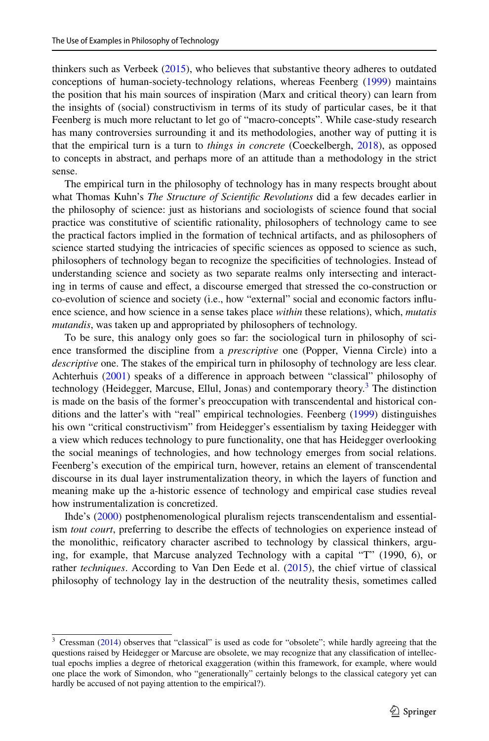thinkers such as Verbeek (2015), who believes that substantive theory adheres to outdated conceptions of human-society-technology relations, whereas Feenberg (1999) maintains the position that his main sources of inspiration (Marx and critical theory) can learn from the insights of (social) constructivism in terms of its study of particular cases, be it that Feenberg is much more reluctant to let go of "macro-concepts". While case-study research has many controversies surrounding it and its methodologies, another way of putting it is that the empirical turn is a turn to *things in concrete* (Coeckelbergh, 2018), as opposed to concepts in abstract, and perhaps more of an attitude than a methodology in the strict sense.

The empirical turn in the philosophy of technology has in many respects brought about what Thomas Kuhn's *The Structure of Scientific Revolutions* did a few decades earlier in the philosophy of science: just as historians and sociologists of science found that social practice was constitutive of scientific rationality, philosophers of technology came to see the practical factors implied in the formation of technical artifacts, and as philosophers of science started studying the intricacies of specific sciences as opposed to science as such, philosophers of technology began to recognize the specificities of technologies. Instead of understanding science and society as two separate realms only intersecting and interacting in terms of cause and effect, a discourse emerged that stressed the co-construction or co-evolution of science and society (i.e., how "external" social and economic factors influence science, and how science in a sense takes place *within* these relations), which, *mutatis mutandis*, was taken up and appropriated by philosophers of technology.

To be sure, this analogy only goes so far: the sociological turn in philosophy of science transformed the discipline from a *prescriptive* one (Popper, Vienna Circle) into a *descriptive* one. The stakes of the empirical turn in philosophy of technology are less clear. Achterhuis (2001) speaks of a difference in approach between "classical" philosophy of technology (Heidegger, Marcuse, Ellul, Jonas) and contemporary theory.[3] The distinction is made on the basis of the former's preoccupation with transcendental and historical conditions and the latter's with "real" empirical technologies. Feenberg (1999) distinguishes his own "critical constructivism" from Heidegger's essentialism by taxing Heidegger with a view which reduces technology to pure functionality, one that has Heidegger overlooking the social meanings of technologies, and how technology emerges from social relations. Feenberg's execution of the empirical turn, however, retains an element of transcendental discourse in its dual layer instrumentalization theory, in which the layers of function and meaning make up the a-historic essence of technology and empirical case studies reveal how instrumentalization is concretized.

Ihde's (2000) postphenomenological pluralism rejects transcendentalism and essentialism *tout court*, preferring to describe the effects of technologies on experience instead of the monolithic, reificatory character ascribed to technology by classical thinkers, arguing, for example, that Marcuse analyzed Technology with a capital "T" (1990, 6), or rather *techniques*. According to Van Den Eede et al. (2015), the chief virtue of classical philosophy of technology lay in the destruction of the neutrality thesis, sometimes called

---

[3] Cressman (2014) observes that "classical" is used as code for "obsolete"; while hardly agreeing that the questions raised by Heidegger or Marcuse are obsolete, we may recognize that any classification of intellectual epochs implies a degree of rhetorical exaggeration (within this framework, for example, where would one place the work of Simondon, who "generationally" certainly belongs to the classical category yet can hardly be accused of not paying attention to the empirical?).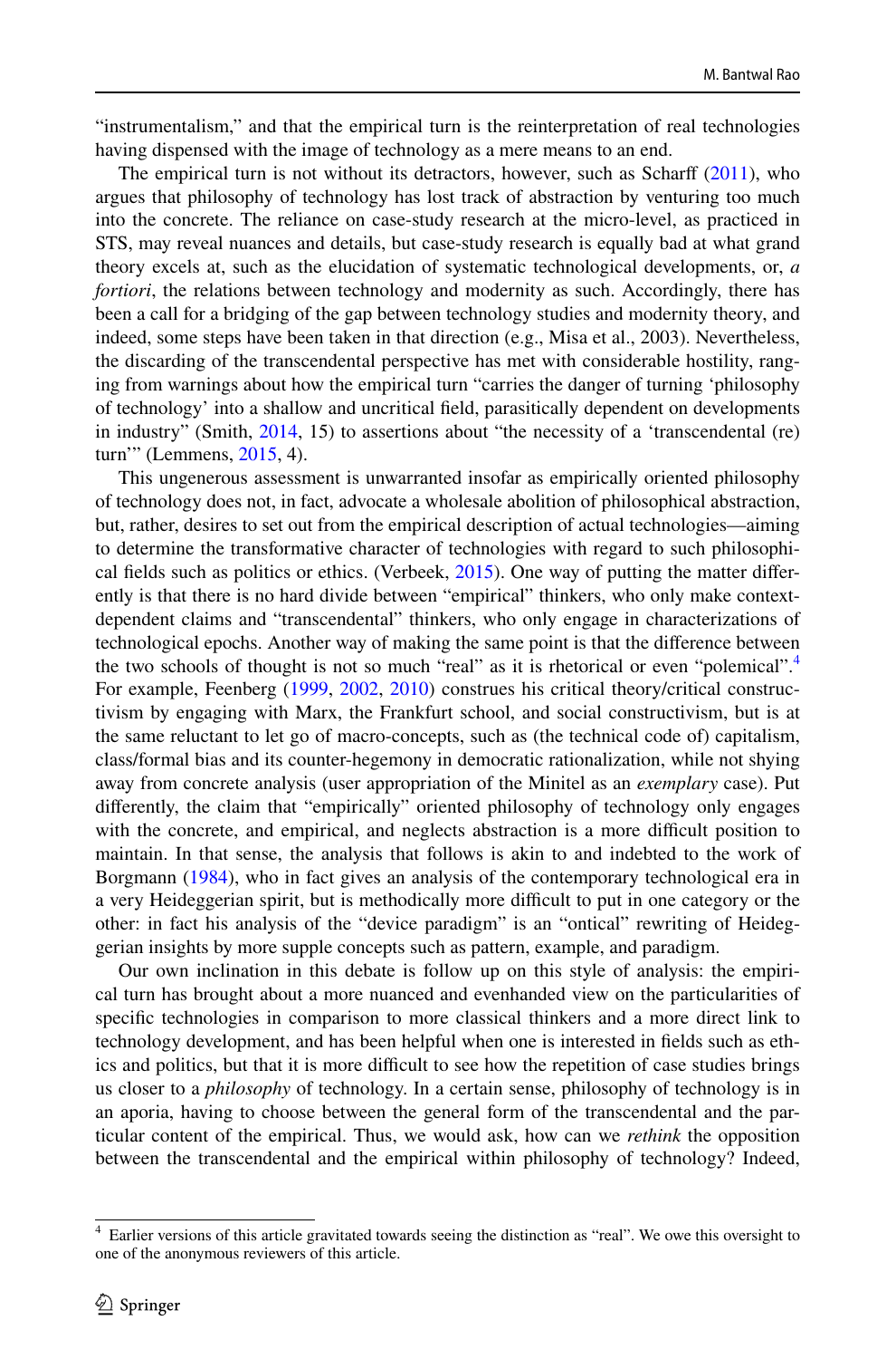"instrumentalism," and that the empirical turn is the reinterpretation of real technologies having dispensed with the image of technology as a mere means to an end.

The empirical turn is not without its detractors, however, such as Scharff (2011), who argues that philosophy of technology has lost track of abstraction by venturing too much into the concrete. The reliance on case-study research at the micro-level, as practiced in STS, may reveal nuances and details, but case-study research is equally bad at what grand theory excels at, such as the elucidation of systematic technological developments, or, *a fortiori*, the relations between technology and modernity as such. Accordingly, there has been a call for a bridging of the gap between technology studies and modernity theory, and indeed, some steps have been taken in that direction (e.g., Misa et al., 2003). Nevertheless, the discarding of the transcendental perspective has met with considerable hostility, ranging from warnings about how the empirical turn "carries the danger of turning 'philosophy of technology' into a shallow and uncritical field, parasitically dependent on developments in industry" (Smith, 2014, 15) to assertions about "the necessity of a 'transcendental (re) turn'" (Lemmens, 2015, 4).

This ungenerous assessment is unwarranted insofar as empirically oriented philosophy of technology does not, in fact, advocate a wholesale abolition of philosophical abstraction, but, rather, desires to set out from the empirical description of actual technologies—aiming to determine the transformative character of technologies with regard to such philosophical fields such as politics or ethics. (Verbeek, 2015). One way of putting the matter differently is that there is no hard divide between "empirical" thinkers, who only make context-dependent claims and "transcendental" thinkers, who only engage in characterizations of technological epochs. Another way of making the same point is that the difference between the two schools of thought is not so much "real" as it is rhetorical or even "polemical".[4] For example, Feenberg (1999, 2002, 2010) construes his critical theory/critical constructivism by engaging with Marx, the Frankfurt school, and social constructivism, but is at the same reluctant to let go of macro-concepts, such as (the technical code of) capitalism, class/formal bias and its counter-hegemony in democratic rationalization, while not shying away from concrete analysis (user appropriation of the Minitel as an *exemplary* case). Put differently, the claim that "empirically" oriented philosophy of technology only engages with the concrete, and empirical, and neglects abstraction is a more difficult position to maintain. In that sense, the analysis that follows is akin to and indebted to the work of Borgmann (1984), who in fact gives an analysis of the contemporary technological era in a very Heideggerian spirit, but is methodically more difficult to put in one category or the other: in fact his analysis of the "device paradigm" is an "ontical" rewriting of Heideggerian insights by more supple concepts such as pattern, example, and paradigm.

Our own inclination in this debate is follow up on this style of analysis: the empirical turn has brought about a more nuanced and evenhanded view on the particularities of specific technologies in comparison to more classical thinkers and a more direct link to technology development, and has been helpful when one is interested in fields such as ethics and politics, but that it is more difficult to see how the repetition of case studies brings us closer to a *philosophy* of technology. In a certain sense, philosophy of technology is in an aporia, having to choose between the general form of the transcendental and the particular content of the empirical. Thus, we would ask, how can we *rethink* the opposition between the transcendental and the empirical within philosophy of technology? Indeed,

---

[4] Earlier versions of this article gravitated towards seeing the distinction as "real". We owe this oversight to one of the anonymous reviewers of this article.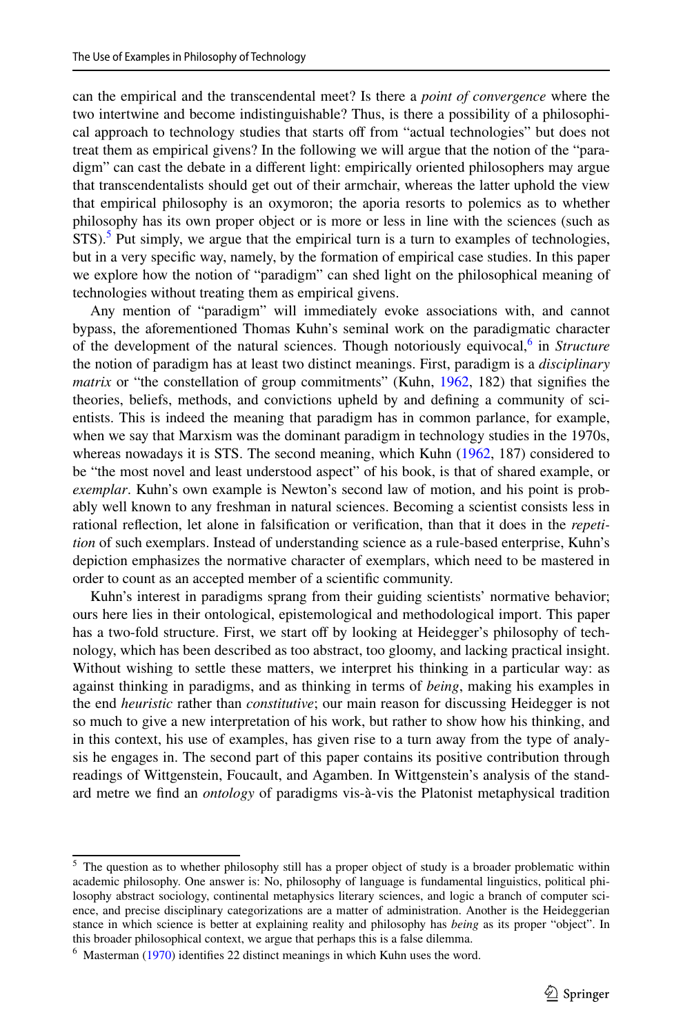can the empirical and the transcendental meet? Is there a *point of convergence* where the two intertwine and become indistinguishable? Thus, is there a possibility of a philosophical approach to technology studies that starts off from "actual technologies" but does not treat them as empirical givens? In the following we will argue that the notion of the "paradigm" can cast the debate in a different light: empirically oriented philosophers may argue that transcendentalists should get out of their armchair, whereas the latter uphold the view that empirical philosophy is an oxymoron; the aporia resorts to polemics as to whether philosophy has its own proper object or is more or less in line with the sciences (such as STS).[5] Put simply, we argue that the empirical turn is a turn to examples of technologies, but in a very specific way, namely, by the formation of empirical case studies. In this paper we explore how the notion of "paradigm" can shed light on the philosophical meaning of technologies without treating them as empirical givens.

Any mention of "paradigm" will immediately evoke associations with, and cannot bypass, the aforementioned Thomas Kuhn's seminal work on the paradigmatic character of the development of the natural sciences. Though notoriously equivocal,[6] in *Structure* the notion of paradigm has at least two distinct meanings. First, paradigm is a *disciplinary matrix* or "the constellation of group commitments" (Kuhn, 1962, 182) that signifies the theories, beliefs, methods, and convictions upheld by and defining a community of scientists. This is indeed the meaning that paradigm has in common parlance, for example, when we say that Marxism was the dominant paradigm in technology studies in the 1970s, whereas nowadays it is STS. The second meaning, which Kuhn (1962, 187) considered to be "the most novel and least understood aspect" of his book, is that of shared example, or *exemplar*. Kuhn's own example is Newton's second law of motion, and his point is probably well known to any freshman in natural sciences. Becoming a scientist consists less in rational reflection, let alone in falsification or verification, than that it does in the *repetition* of such exemplars. Instead of understanding science as a rule-based enterprise, Kuhn's depiction emphasizes the normative character of exemplars, which need to be mastered in order to count as an accepted member of a scientific community.

Kuhn's interest in paradigms sprang from their guiding scientists' normative behavior; ours here lies in their ontological, epistemological and methodological import. This paper has a two-fold structure. First, we start off by looking at Heidegger's philosophy of technology, which has been described as too abstract, too gloomy, and lacking practical insight. Without wishing to settle these matters, we interpret his thinking in a particular way: as against thinking in paradigms, and as thinking in terms of *being*, making his examples in the end *heuristic* rather than *constitutive*; our main reason for discussing Heidegger is not so much to give a new interpretation of his work, but rather to show how his thinking, and in this context, his use of examples, has given rise to a turn away from the type of analysis he engages in. The second part of this paper contains its positive contribution through readings of Wittgenstein, Foucault, and Agamben. In Wittgenstein's analysis of the standard metre we find an *ontology* of paradigms vis-à-vis the Platonist metaphysical tradition

[5] The question as to whether philosophy still has a proper object of study is a broader problematic within academic philosophy. One answer is: No, philosophy of language is fundamental linguistics, political philosophy abstract sociology, continental metaphysics literary sciences, and logic a branch of computer science, and precise disciplinary categorizations are a matter of administration. Another is the Heideggerian stance in which science is better at explaining reality and philosophy has *being* as its proper "object". In this broader philosophical context, we argue that perhaps this is a false dilemma.

[6] Masterman (1970) identifies 22 distinct meanings in which Kuhn uses the word.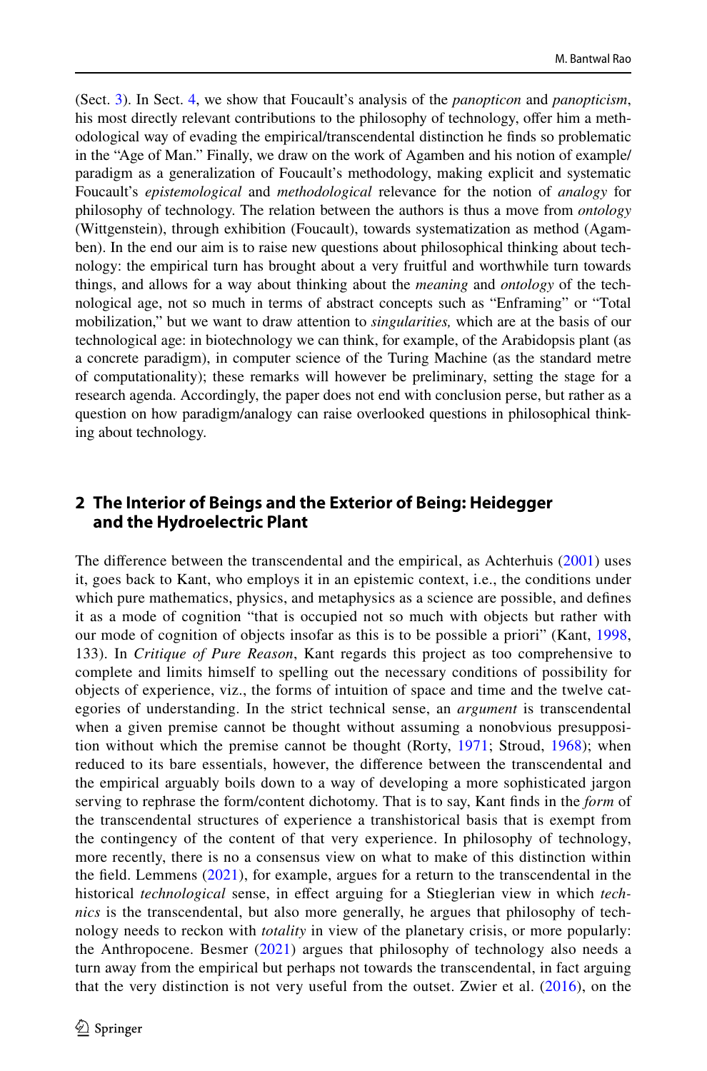(Sect. 3). In Sect. 4, we show that Foucault's analysis of the *panopticon* and *panopticism*, his most directly relevant contributions to the philosophy of technology, offer him a methodological way of evading the empirical/transcendental distinction he finds so problematic in the "Age of Man." Finally, we draw on the work of Agamben and his notion of example/paradigm as a generalization of Foucault's methodology, making explicit and systematic Foucault's *epistemological* and *methodological* relevance for the notion of *analogy* for philosophy of technology. The relation between the authors is thus a move from *ontology* (Wittgenstein), through exhibition (Foucault), towards systematization as method (Agamben). In the end our aim is to raise new questions about philosophical thinking about technology: the empirical turn has brought about a very fruitful and worthwhile turn towards things, and allows for a way about thinking about the *meaning* and *ontology* of the technological age, not so much in terms of abstract concepts such as "Enframing" or "Total mobilization," but we want to draw attention to *singularities,* which are at the basis of our technological age: in biotechnology we can think, for example, of the Arabidopsis plant (as a concrete paradigm), in computer science of the Turing Machine (as the standard metre of computationality); these remarks will however be preliminary, setting the stage for a research agenda. Accordingly, the paper does not end with conclusion perse, but rather as a question on how paradigm/analogy can raise overlooked questions in philosophical thinking about technology.

## 2 The Interior of Beings and the Exterior of Being: Heidegger and the Hydroelectric Plant

The difference between the transcendental and the empirical, as Achterhuis (2001) uses it, goes back to Kant, who employs it in an epistemic context, i.e., the conditions under which pure mathematics, physics, and metaphysics as a science are possible, and defines it as a mode of cognition "that is occupied not so much with objects but rather with our mode of cognition of objects insofar as this is to be possible a priori" (Kant, 1998, 133). In *Critique of Pure Reason*, Kant regards this project as too comprehensive to complete and limits himself to spelling out the necessary conditions of possibility for objects of experience, viz., the forms of intuition of space and time and the twelve categories of understanding. In the strict technical sense, an *argument* is transcendental when a given premise cannot be thought without assuming a nonobvious presupposition without which the premise cannot be thought (Rorty, 1971; Stroud, 1968); when reduced to its bare essentials, however, the difference between the transcendental and the empirical arguably boils down to a way of developing a more sophisticated jargon serving to rephrase the form/content dichotomy. That is to say, Kant finds in the *form* of the transcendental structures of experience a transhistorical basis that is exempt from the contingency of the content of that very experience. In philosophy of technology, more recently, there is no a consensus view on what to make of this distinction within the field. Lemmens (2021), for example, argues for a return to the transcendental in the historical *technological* sense, in effect arguing for a Stieglerian view in which *technics* is the transcendental, but also more generally, he argues that philosophy of technology needs to reckon with *totality* in view of the planetary crisis, or more popularly: the Anthropocene. Besmer (2021) argues that philosophy of technology also needs a turn away from the empirical but perhaps not towards the transcendental, in fact arguing that the very distinction is not very useful from the outset. Zwier et al. (2016), on the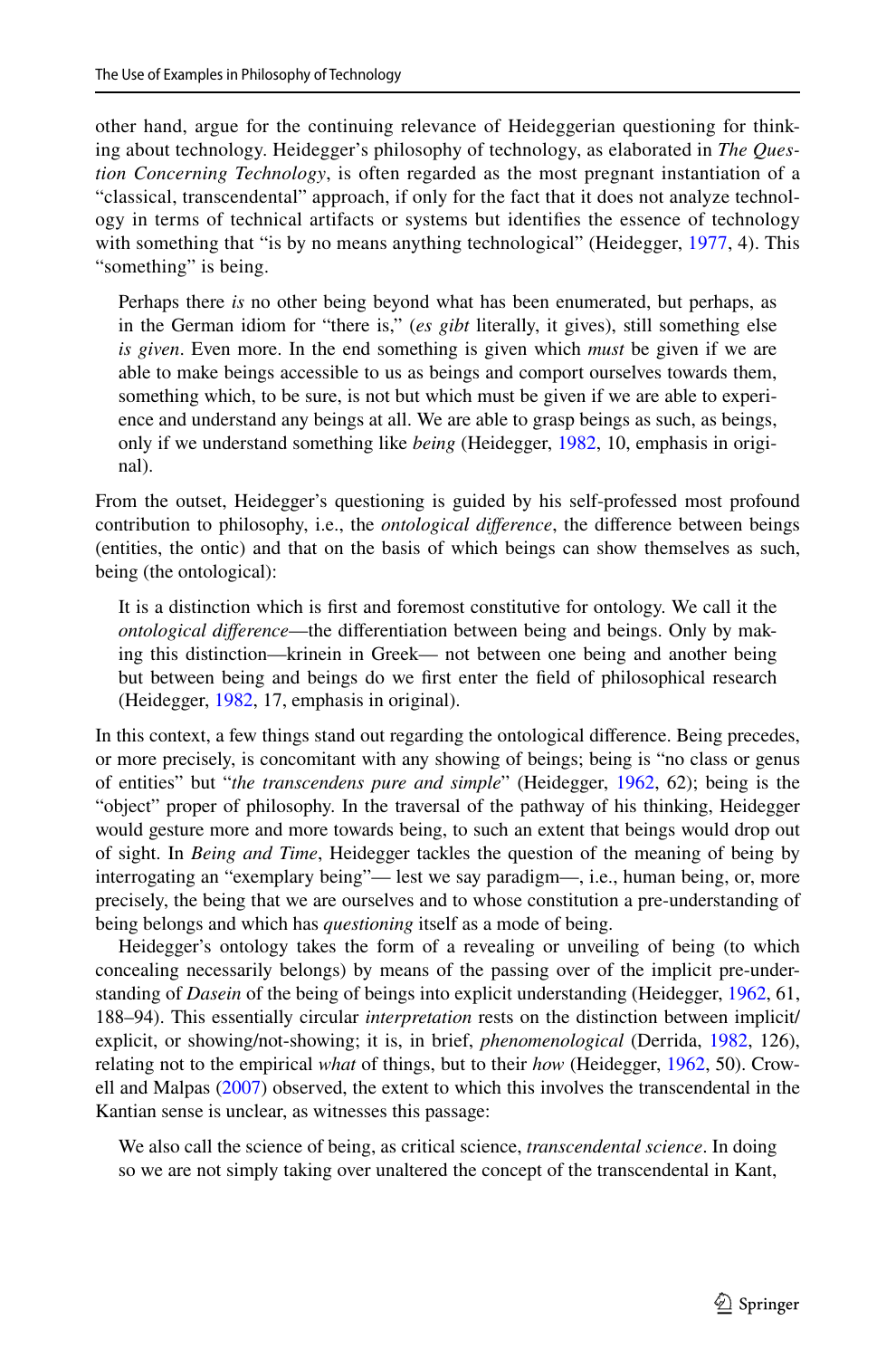other hand, argue for the continuing relevance of Heideggerian questioning for thinking about technology. Heidegger's philosophy of technology, as elaborated in *The Question Concerning Technology*, is often regarded as the most pregnant instantiation of a "classical, transcendental" approach, if only for the fact that it does not analyze technology in terms of technical artifacts or systems but identifies the essence of technology with something that "is by no means anything technological" (Heidegger, 1977, 4). This "something" is being.

> Perhaps there *is* no other being beyond what has been enumerated, but perhaps, as in the German idiom for "there is," (*es gibt* literally, it gives), still something else *is given*. Even more. In the end something is given which *must* be given if we are able to make beings accessible to us as beings and comport ourselves towards them, something which, to be sure, is not but which must be given if we are able to experience and understand any beings at all. We are able to grasp beings as such, as beings, only if we understand something like *being* (Heidegger, 1982, 10, emphasis in original).

From the outset, Heidegger's questioning is guided by his self-professed most profound contribution to philosophy, i.e., the *ontological difference*, the difference between beings (entities, the ontic) and that on the basis of which beings can show themselves as such, being (the ontological):

> It is a distinction which is first and foremost constitutive for ontology. We call it the *ontological difference*—the differentiation between being and beings. Only by making this distinction—krinein in Greek— not between one being and another being but between being and beings do we first enter the field of philosophical research (Heidegger, 1982, 17, emphasis in original).

In this context, a few things stand out regarding the ontological difference. Being precedes, or more precisely, is concomitant with any showing of beings; being is "no class or genus of entities" but "*the transcendens pure and simple*" (Heidegger, 1962, 62); being is the "object" proper of philosophy. In the traversal of the pathway of his thinking, Heidegger would gesture more and more towards being, to such an extent that beings would drop out of sight. In *Being and Time*, Heidegger tackles the question of the meaning of being by interrogating an "exemplary being"— lest we say paradigm—, i.e., human being, or, more precisely, the being that we are ourselves and to whose constitution a pre-understanding of being belongs and which has *questioning* itself as a mode of being.

Heidegger's ontology takes the form of a revealing or unveiling of being (to which concealing necessarily belongs) by means of the passing over of the implicit pre-understanding of *Dasein* of the being of beings into explicit understanding (Heidegger, 1962, 61, 188–94). This essentially circular *interpretation* rests on the distinction between implicit/explicit, or showing/not-showing; it is, in brief, *phenomenological* (Derrida, 1982, 126), relating not to the empirical *what* of things, but to their *how* (Heidegger, 1962, 50). Crowell and Malpas (2007) observed, the extent to which this involves the transcendental in the Kantian sense is unclear, as witnesses this passage:

> We also call the science of being, as critical science, *transcendental science*. In doing so we are not simply taking over unaltered the concept of the transcendental in Kant,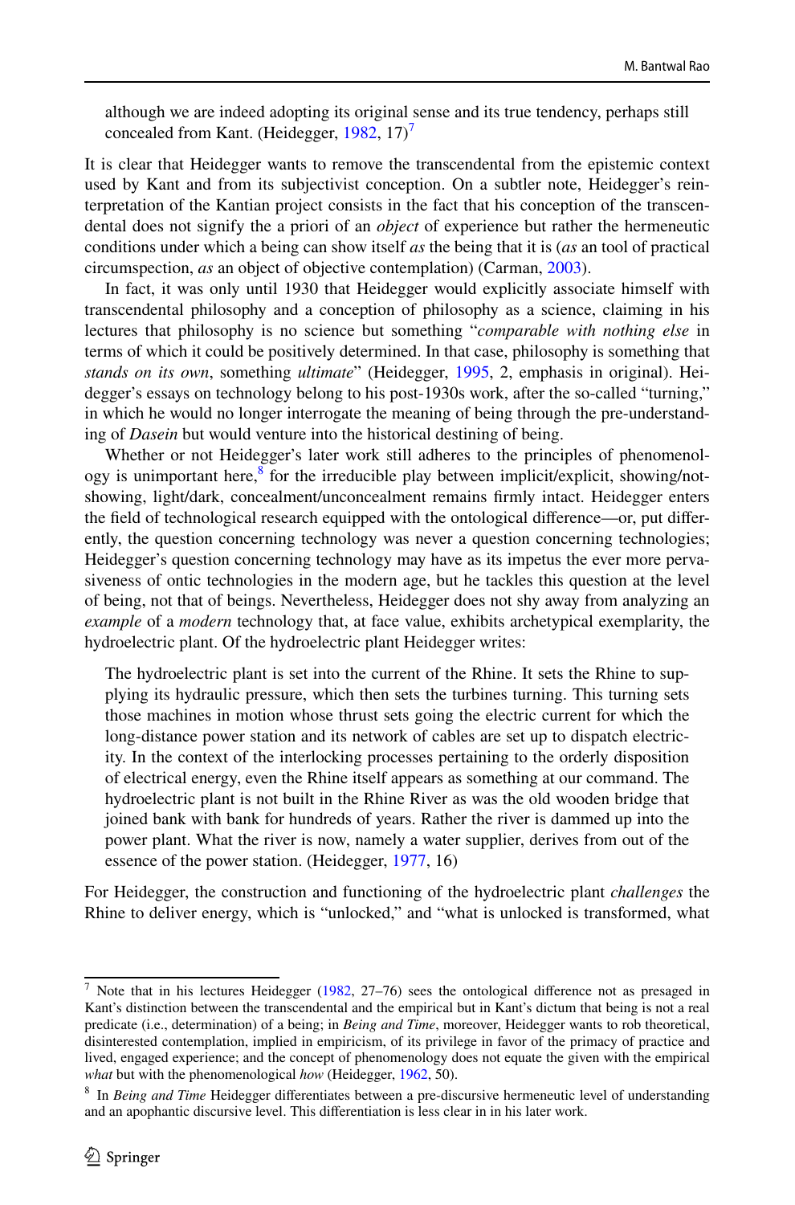> although we are indeed adopting its original sense and its true tendency, perhaps still concealed from Kant. (Heidegger, 1982, 17)[7]

It is clear that Heidegger wants to remove the transcendental from the epistemic context used by Kant and from its subjectivist conception. On a subtler note, Heidegger's reinterpretation of the Kantian project consists in the fact that his conception of the transcendental does not signify the a priori of an *object* of experience but rather the hermeneutic conditions under which a being can show itself *as* the being that it is (*as* an tool of practical circumspection, *as* an object of objective contemplation) (Carman, 2003).

In fact, it was only until 1930 that Heidegger would explicitly associate himself with transcendental philosophy and a conception of philosophy as a science, claiming in his lectures that philosophy is no science but something "*comparable with nothing else* in terms of which it could be positively determined. In that case, philosophy is something that *stands on its own*, something *ultimate*" (Heidegger, 1995, 2, emphasis in original). Heidegger's essays on technology belong to his post-1930s work, after the so-called "turning," in which he would no longer interrogate the meaning of being through the pre-understanding of *Dasein* but would venture into the historical destining of being.

Whether or not Heidegger's later work still adheres to the principles of phenomenology is unimportant here,[8] for the irreducible play between implicit/explicit, showing/not-showing, light/dark, concealment/unconcealment remains firmly intact. Heidegger enters the field of technological research equipped with the ontological difference—or, put differently, the question concerning technology was never a question concerning technologies; Heidegger's question concerning technology may have as its impetus the ever more pervasiveness of ontic technologies in the modern age, but he tackles this question at the level of being, not that of beings. Nevertheless, Heidegger does not shy away from analyzing an *example* of a *modern* technology that, at face value, exhibits archetypical exemplarity, the hydroelectric plant. Of the hydroelectric plant Heidegger writes:

> The hydroelectric plant is set into the current of the Rhine. It sets the Rhine to supplying its hydraulic pressure, which then sets the turbines turning. This turning sets those machines in motion whose thrust sets going the electric current for which the long-distance power station and its network of cables are set up to dispatch electricity. In the context of the interlocking processes pertaining to the orderly disposition of electrical energy, even the Rhine itself appears as something at our command. The hydroelectric plant is not built in the Rhine River as was the old wooden bridge that joined bank with bank for hundreds of years. Rather the river is dammed up into the power plant. What the river is now, namely a water supplier, derives from out of the essence of the power station. (Heidegger, 1977, 16)

For Heidegger, the construction and functioning of the hydroelectric plant *challenges* the Rhine to deliver energy, which is "unlocked," and "what is unlocked is transformed, what

---

[7] Note that in his lectures Heidegger (1982, 27–76) sees the ontological difference not as presaged in Kant's distinction between the transcendental and the empirical but in Kant's dictum that being is not a real predicate (i.e., determination) of a being; in *Being and Time*, moreover, Heidegger wants to rob theoretical, disinterested contemplation, implied in empiricism, of its privilege in favor of the primacy of practice and lived, engaged experience; and the concept of phenomenology does not equate the given with the empirical *what* but with the phenomenological *how* (Heidegger, 1962, 50).

[8] In *Being and Time* Heidegger differentiates between a pre-discursive hermeneutic level of understanding and an apophantic discursive level. This differentiation is less clear in in his later work.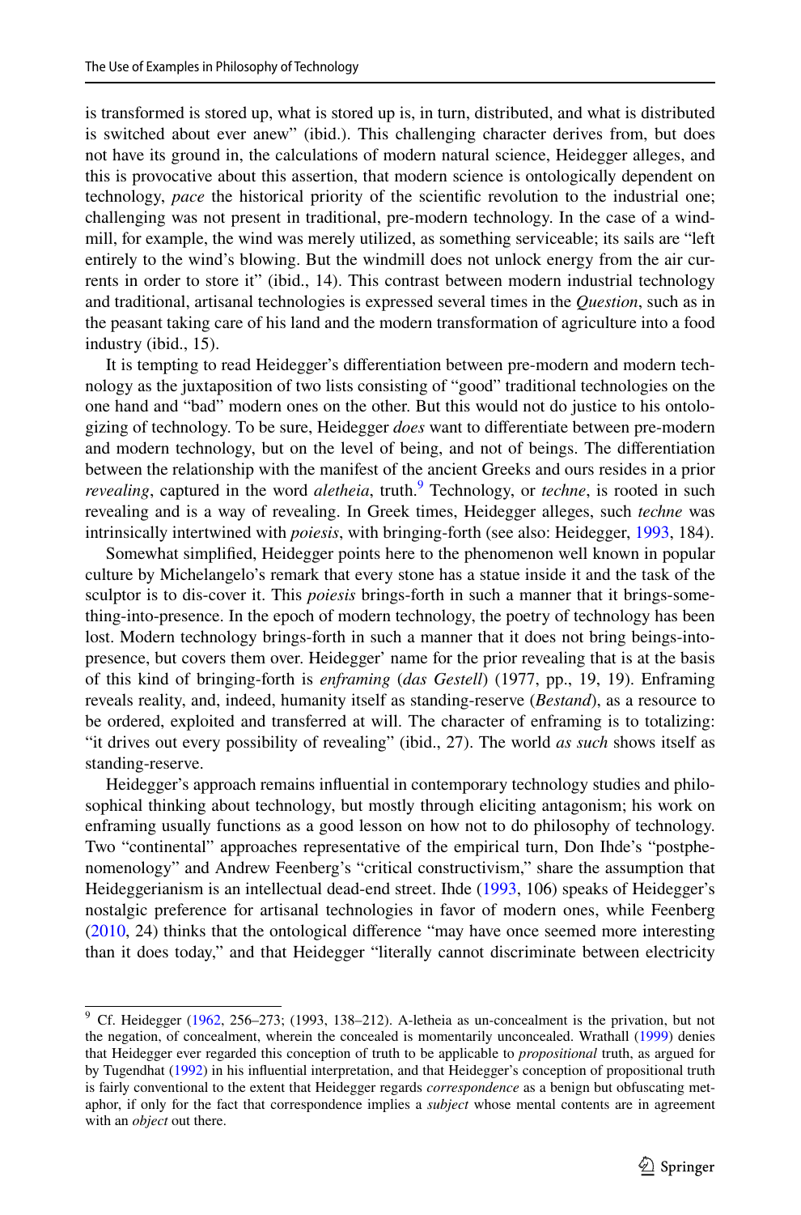is transformed is stored up, what is stored up is, in turn, distributed, and what is distributed is switched about ever anew" (ibid.). This challenging character derives from, but does not have its ground in, the calculations of modern natural science, Heidegger alleges, and this is provocative about this assertion, that modern science is ontologically dependent on technology, *pace* the historical priority of the scientific revolution to the industrial one; challenging was not present in traditional, pre-modern technology. In the case of a windmill, for example, the wind was merely utilized, as something serviceable; its sails are "left entirely to the wind's blowing. But the windmill does not unlock energy from the air currents in order to store it" (ibid., 14). This contrast between modern industrial technology and traditional, artisanal technologies is expressed several times in the *Question*, such as in the peasant taking care of his land and the modern transformation of agriculture into a food industry (ibid., 15).

It is tempting to read Heidegger's differentiation between pre-modern and modern technology as the juxtaposition of two lists consisting of "good" traditional technologies on the one hand and "bad" modern ones on the other. But this would not do justice to his ontologizing of technology. To be sure, Heidegger *does* want to differentiate between pre-modern and modern technology, but on the level of being, and not of beings. The differentiation between the relationship with the manifest of the ancient Greeks and ours resides in a prior *revealing*, captured in the word *aletheia*, truth.[9] Technology, or *techne*, is rooted in such revealing and is a way of revealing. In Greek times, Heidegger alleges, such *techne* was intrinsically intertwined with *poiesis*, with bringing-forth (see also: Heidegger, 1993, 184).

Somewhat simplified, Heidegger points here to the phenomenon well known in popular culture by Michelangelo's remark that every stone has a statue inside it and the task of the sculptor is to dis-cover it. This *poiesis* brings-forth in such a manner that it brings-something-into-presence. In the epoch of modern technology, the poetry of technology has been lost. Modern technology brings-forth in such a manner that it does not bring beings-into-presence, but covers them over. Heidegger' name for the prior revealing that is at the basis of this kind of bringing-forth is *enframing* (*das Gestell*) (1977, pp., 19, 19). Enframing reveals reality, and, indeed, humanity itself as standing-reserve (*Bestand*), as a resource to be ordered, exploited and transferred at will. The character of enframing is to totalizing: "it drives out every possibility of revealing" (ibid., 27). The world *as such* shows itself as standing-reserve.

Heidegger's approach remains influential in contemporary technology studies and philosophical thinking about technology, but mostly through eliciting antagonism; his work on enframing usually functions as a good lesson on how not to do philosophy of technology. Two "continental" approaches representative of the empirical turn, Don Ihde's "postphenomenology" and Andrew Feenberg's "critical constructivism," share the assumption that Heideggerianism is an intellectual dead-end street. Ihde (1993, 106) speaks of Heidegger's nostalgic preference for artisanal technologies in favor of modern ones, while Feenberg (2010, 24) thinks that the ontological difference "may have once seemed more interesting than it does today," and that Heidegger "literally cannot discriminate between electricity

---

[9] Cf. Heidegger (1962, 256–273; (1993, 138–212). A-letheia as un-concealment is the privation, but not the negation, of concealment, wherein the concealed is momentarily unconcealed. Wrathall (1999) denies that Heidegger ever regarded this conception of truth to be applicable to *propositional* truth, as argued for by Tugendhat (1992) in his influential interpretation, and that Heidegger's conception of propositional truth is fairly conventional to the extent that Heidegger regards *correspondence* as a benign but obfuscating metaphor, if only for the fact that correspondence implies a *subject* whose mental contents are in agreement with an *object* out there.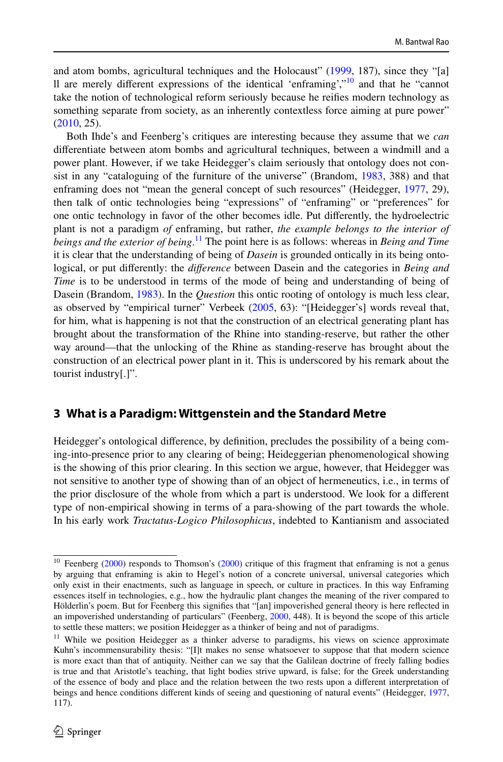and atom bombs, agricultural techniques and the Holocaust" (1999, 187), since they "[a]ll are merely different expressions of the identical 'enframing',"[10] and that he "cannot take the notion of technological reform seriously because he reifies modern technology as something separate from society, as an inherently contextless force aiming at pure power" (2010, 25).

Both Ihde's and Feenberg's critiques are interesting because they assume that we *can* differentiate between atom bombs and agricultural techniques, between a windmill and a power plant. However, if we take Heidegger's claim seriously that ontology does not consist in any "cataloguing of the furniture of the universe" (Brandom, 1983, 388) and that enframing does not "mean the general concept of such resources" (Heidegger, 1977, 29), then talk of ontic technologies being "expressions" of "enframing" or "preferences" for one ontic technology in favor of the other becomes idle. Put differently, the hydroelectric plant is not a paradigm *of* enframing, but rather, *the example belongs to the interior of beings and the exterior of being*.[11] The point here is as follows: whereas in *Being and Time* it is clear that the understanding of being of *Dasein* is grounded ontically in its being ontological, or put differently: the *difference* between Dasein and the categories in *Being and Time* is to be understood in terms of the mode of being and understanding of being of Dasein (Brandom, 1983). In the *Question* this ontic rooting of ontology is much less clear, as observed by "empirical turner" Verbeek (2005, 63): "[Heidegger's] words reveal that, for him, what is happening is not that the construction of an electrical generating plant has brought about the transformation of the Rhine into standing-reserve, but rather the other way around—that the unlocking of the Rhine as standing-reserve has brought about the construction of an electrical power plant in it. This is underscored by his remark about the tourist industry[.]".

## 3 What is a Paradigm: Wittgenstein and the Standard Metre

Heidegger's ontological difference, by definition, precludes the possibility of a being coming-into-presence prior to any clearing of being; Heideggerian phenomenological showing is the showing of this prior clearing. In this section we argue, however, that Heidegger was not sensitive to another type of showing than of an object of hermeneutics, i.e., in terms of the prior disclosure of the whole from which a part is understood. We look for a different type of non-empirical showing in terms of a para-showing of the part towards the whole. In his early work *Tractatus-Logico Philosophicus*, indebted to Kantianism and associated

[10] Feenberg (2000) responds to Thomson's (2000) critique of this fragment that enframing is not a genus by arguing that enframing is akin to Hegel's notion of a concrete universal, universal categories which only exist in their enactments, such as language in speech, or culture in practices. In this way Enframing essences itself in technologies, e.g., how the hydraulic plant changes the meaning of the river compared to Hölderlin's poem. But for Feenberg this signifies that "[an] impoverished general theory is here reflected in an impoverished understanding of particulars" (Feenberg, 2000, 448). It is beyond the scope of this article to settle these matters; we position Heidegger as a thinker of being and not of paradigms.

[11] While we position Heidegger as a thinker adverse to paradigms, his views on science approximate Kuhn's incommensurability thesis: "[I]t makes no sense whatsoever to suppose that that modern science is more exact than that of antiquity. Neither can we say that the Galilean doctrine of freely falling bodies is true and that Aristotle's teaching, that light bodies strive upward, is false; for the Greek understanding of the essence of body and place and the relation between the two rests upon a different interpretation of beings and hence conditions different kinds of seeing and questioning of natural events" (Heidegger, 1977, 117).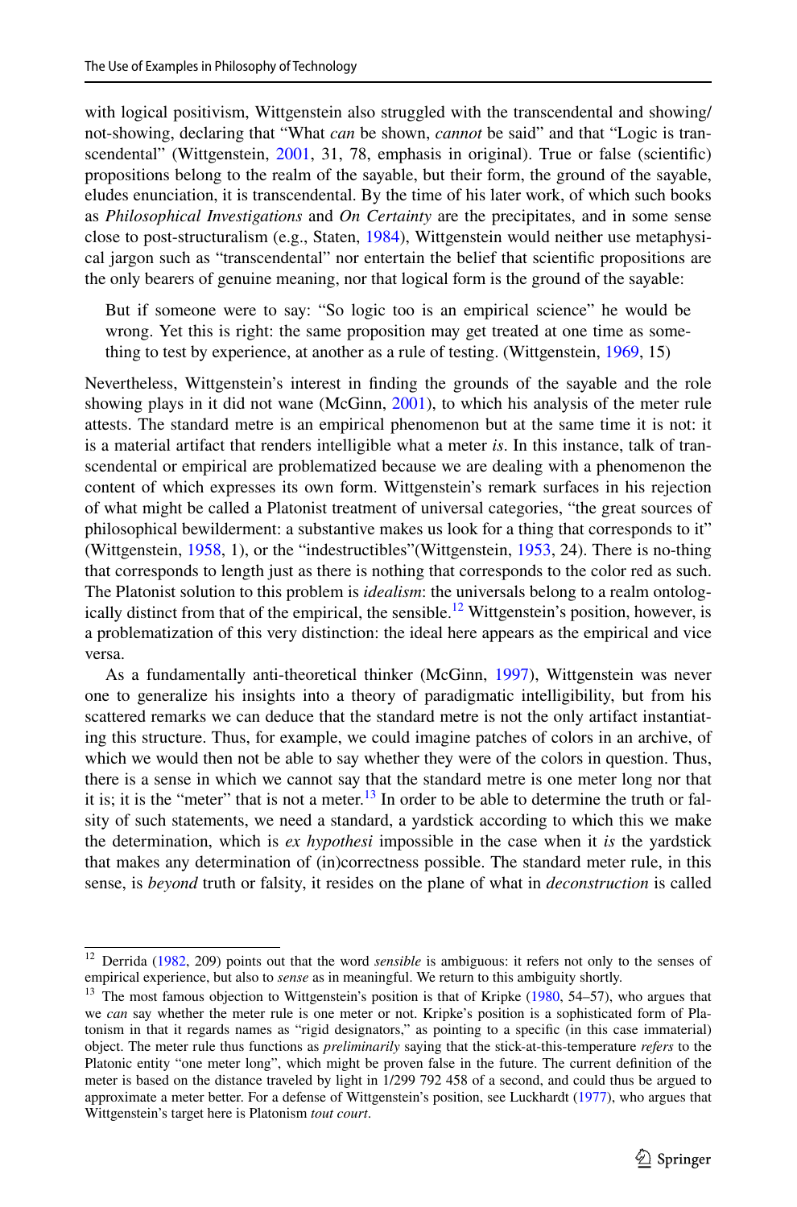with logical positivism, Wittgenstein also struggled with the transcendental and showing/not-showing, declaring that "What *can* be shown, *cannot* be said" and that "Logic is transcendental" (Wittgenstein, 2001, 31, 78, emphasis in original). True or false (scientific) propositions belong to the realm of the sayable, but their form, the ground of the sayable, eludes enunciation, it is transcendental. By the time of his later work, of which such books as *Philosophical Investigations* and *On Certainty* are the precipitates, and in some sense close to post-structuralism (e.g., Staten, 1984), Wittgenstein would neither use metaphysical jargon such as "transcendental" nor entertain the belief that scientific propositions are the only bearers of genuine meaning, nor that logical form is the ground of the sayable:

> But if someone were to say: "So logic too is an empirical science" he would be wrong. Yet this is right: the same proposition may get treated at one time as something to test by experience, at another as a rule of testing. (Wittgenstein, 1969, 15)

Nevertheless, Wittgenstein's interest in finding the grounds of the sayable and the role showing plays in it did not wane (McGinn, 2001), to which his analysis of the meter rule attests. The standard metre is an empirical phenomenon but at the same time it is not: it is a material artifact that renders intelligible what a meter *is*. In this instance, talk of transcendental or empirical are problematized because we are dealing with a phenomenon the content of which expresses its own form. Wittgenstein's remark surfaces in his rejection of what might be called a Platonist treatment of universal categories, "the great sources of philosophical bewilderment: a substantive makes us look for a thing that corresponds to it" (Wittgenstein, 1958, 1), or the "indestructibles"(Wittgenstein, 1953, 24). There is no-thing that corresponds to length just as there is nothing that corresponds to the color red as such. The Platonist solution to this problem is *idealism*: the universals belong to a realm ontologically distinct from that of the empirical, the sensible.[12] Wittgenstein's position, however, is a problematization of this very distinction: the ideal here appears as the empirical and vice versa.

As a fundamentally anti-theoretical thinker (McGinn, 1997), Wittgenstein was never one to generalize his insights into a theory of paradigmatic intelligibility, but from his scattered remarks we can deduce that the standard metre is not the only artifact instantiating this structure. Thus, for example, we could imagine patches of colors in an archive, of which we would then not be able to say whether they were of the colors in question. Thus, there is a sense in which we cannot say that the standard metre is one meter long nor that it is; it is the "meter" that is not a meter.[13] In order to be able to determine the truth or falsity of such statements, we need a standard, a yardstick according to which this we make the determination, which is *ex hypothesi* impossible in the case when it *is* the yardstick that makes any determination of (in)correctness possible. The standard meter rule, in this sense, is *beyond* truth or falsity, it resides on the plane of what in *deconstruction* is called

---

[12] Derrida (1982, 209) points out that the word *sensible* is ambiguous: it refers not only to the senses of empirical experience, but also to *sense* as in meaningful. We return to this ambiguity shortly.

[13] The most famous objection to Wittgenstein's position is that of Kripke (1980, 54–57), who argues that we *can* say whether the meter rule is one meter or not. Kripke's position is a sophisticated form of Platonism in that it regards names as "rigid designators," as pointing to a specific (in this case immaterial) object. The meter rule thus functions as *preliminarily* saying that the stick-at-this-temperature *refers* to the Platonic entity "one meter long", which might be proven false in the future. The current definition of the meter is based on the distance traveled by light in 1/299 792 458 of a second, and could thus be argued to approximate a meter better. For a defense of Wittgenstein's position, see Luckhardt (1977), who argues that Wittgenstein's target here is Platonism *tout court*.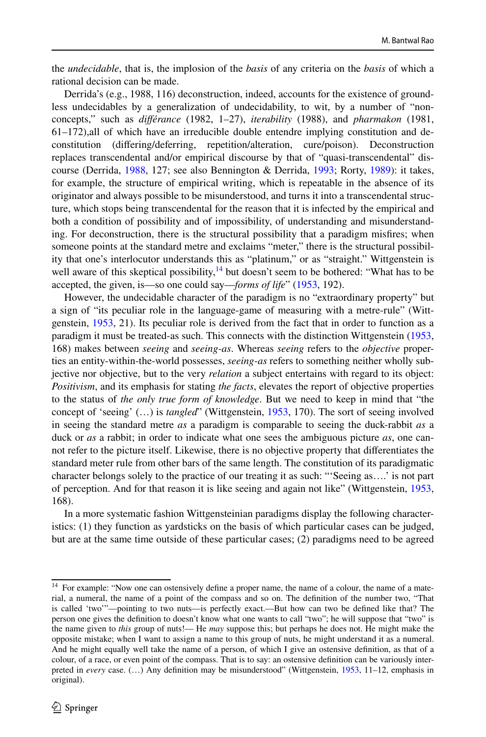the *undecidable*, that is, the implosion of the *basis* of any criteria on the *basis* of which a rational decision can be made.

Derrida's (e.g., 1988, 116) deconstruction, indeed, accounts for the existence of groundless undecidables by a generalization of undecidability, to wit, by a number of "non-concepts," such as *différance* (1982, 1–27), *iterability* (1988), and *pharmakon* (1981, 61–172),all of which have an irreducible double entendre implying constitution and de-constitution (differing/deferring, repetition/alteration, cure/poison). Deconstruction replaces transcendental and/or empirical discourse by that of "quasi-transcendental" discourse (Derrida, 1988, 127; see also Bennington & Derrida, 1993; Rorty, 1989): it takes, for example, the structure of empirical writing, which is repeatable in the absence of its originator and always possible to be misunderstood, and turns it into a transcendental structure, which stops being transcendental for the reason that it is infected by the empirical and both a condition of possibility and of impossibility, of understanding and misunderstanding. For deconstruction, there is the structural possibility that a paradigm misfires; when someone points at the standard metre and exclaims "meter," there is the structural possibility that one's interlocutor understands this as "platinum," or as "straight." Wittgenstein is well aware of this skeptical possibility,[14] but doesn't seem to be bothered: "What has to be accepted, the given, is—so one could say—*forms of life*" (1953, 192).

However, the undecidable character of the paradigm is no "extraordinary property" but a sign of "its peculiar role in the language-game of measuring with a metre-rule" (Wittgenstein, 1953, 21). Its peculiar role is derived from the fact that in order to function as a paradigm it must be treated-as such. This connects with the distinction Wittgenstein (1953, 168) makes between *seeing* and *seeing-as*. Whereas *seeing* refers to the *objective* properties an entity-within-the-world possesses, *seeing-as* refers to something neither wholly subjective nor objective, but to the very *relation* a subject entertains with regard to its object: *Positivism*, and its emphasis for stating *the facts*, elevates the report of objective properties to the status of *the only true form of knowledge*. But we need to keep in mind that "the concept of 'seeing' (…) is *tangled*" (Wittgenstein, 1953, 170). The sort of seeing involved in seeing the standard metre *as* a paradigm is comparable to seeing the duck-rabbit *as* a duck or *as* a rabbit; in order to indicate what one sees the ambiguous picture *as*, one cannot refer to the picture itself. Likewise, there is no objective property that differentiates the standard meter rule from other bars of the same length. The constitution of its paradigmatic character belongs solely to the practice of our treating it as such: "'Seeing as….' is not part of perception. And for that reason it is like seeing and again not like" (Wittgenstein, 1953, 168).

In a more systematic fashion Wittgensteinian paradigms display the following characteristics: (1) they function as yardsticks on the basis of which particular cases can be judged, but are at the same time outside of these particular cases; (2) paradigms need to be agreed

---

[14] For example: "Now one can ostensively define a proper name, the name of a colour, the name of a material, a numeral, the name of a point of the compass and so on. The definition of the number two, "That is called 'two'"—pointing to two nuts—is perfectly exact.—But how can two be defined like that? The person one gives the definition to doesn't know what one wants to call "two"; he will suppose that "two" is the name given to *this* group of nuts!— He *may* suppose this; but perhaps he does not. He might make the opposite mistake; when I want to assign a name to this group of nuts, he might understand it as a numeral. And he might equally well take the name of a person, of which I give an ostensive definition, as that of a colour, of a race, or even point of the compass. That is to say: an ostensive definition can be variously interpreted in *every* case. (…) Any definition may be misunderstood" (Wittgenstein, 1953, 11–12, emphasis in original).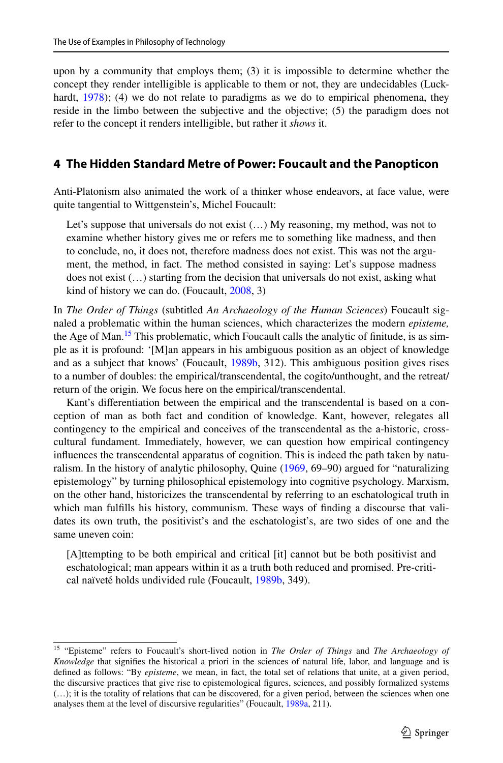upon by a community that employs them; (3) it is impossible to determine whether the concept they render intelligible is applicable to them or not, they are undecidables (Luckhardt, 1978); (4) we do not relate to paradigms as we do to empirical phenomena, they reside in the limbo between the subjective and the objective; (5) the paradigm does not refer to the concept it renders intelligible, but rather it *shows* it.

## 4 The Hidden Standard Metre of Power: Foucault and the Panopticon

Anti-Platonism also animated the work of a thinker whose endeavors, at face value, were quite tangential to Wittgenstein's, Michel Foucault:

> Let's suppose that universals do not exist (…) My reasoning, my method, was not to examine whether history gives me or refers me to something like madness, and then to conclude, no, it does not, therefore madness does not exist. This was not the argument, the method, in fact. The method consisted in saying: Let's suppose madness does not exist (…) starting from the decision that universals do not exist, asking what kind of history we can do. (Foucault, 2008, 3)

In *The Order of Things* (subtitled *An Archaeology of the Human Sciences*) Foucault signaled a problematic within the human sciences, which characterizes the modern *episteme,* the Age of Man.[15] This problematic, which Foucault calls the analytic of finitude, is as simple as it is profound: '[M]an appears in his ambiguous position as an object of knowledge and as a subject that knows' (Foucault, 1989b, 312). This ambiguous position gives rises to a number of doubles: the empirical/transcendental, the cogito/unthought, and the retreat/return of the origin. We focus here on the empirical/transcendental.

Kant's differentiation between the empirical and the transcendental is based on a conception of man as both fact and condition of knowledge. Kant, however, relegates all contingency to the empirical and conceives of the transcendental as the a-historic, cross-cultural fundament. Immediately, however, we can question how empirical contingency influences the transcendental apparatus of cognition. This is indeed the path taken by naturalism. In the history of analytic philosophy, Quine (1969, 69–90) argued for "naturalizing epistemology" by turning philosophical epistemology into cognitive psychology. Marxism, on the other hand, historicizes the transcendental by referring to an eschatological truth in which man fulfills his history, communism. These ways of finding a discourse that validates its own truth, the positivist's and the eschatologist's, are two sides of one and the same uneven coin:

> [A]ttempting to be both empirical and critical [it] cannot but be both positivist and eschatological; man appears within it as a truth both reduced and promised. Pre-critical naïveté holds undivided rule (Foucault, 1989b, 349).

[15] "Episteme" refers to Foucault's short-lived notion in *The Order of Things* and *The Archaeology of Knowledge* that signifies the historical a priori in the sciences of natural life, labor, and language and is defined as follows: "By *episteme*, we mean, in fact, the total set of relations that unite, at a given period, the discursive practices that give rise to epistemological figures, sciences, and possibly formalized systems (…); it is the totality of relations that can be discovered, for a given period, between the sciences when one analyses them at the level of discursive regularities" (Foucault, 1989a, 211).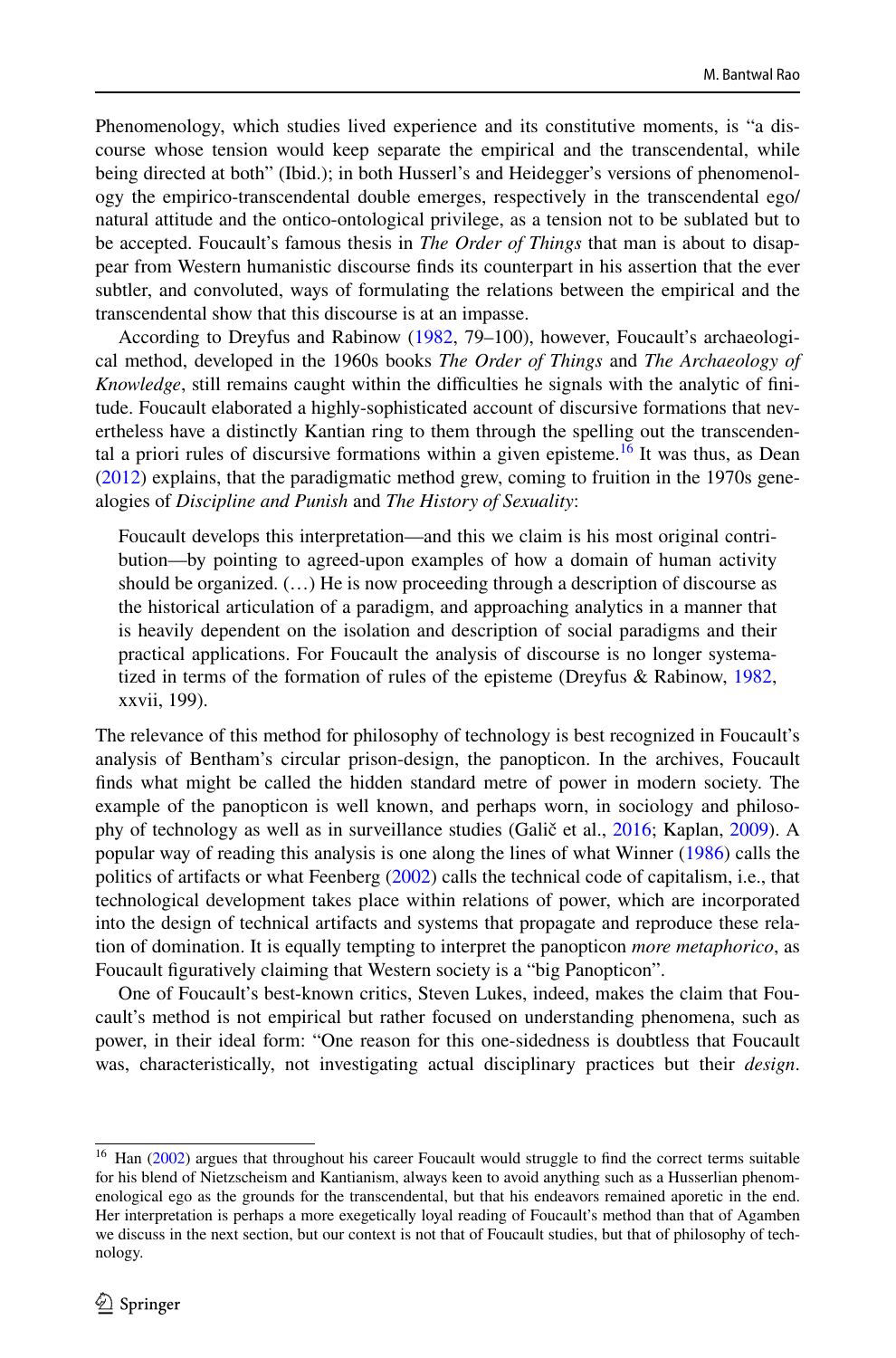Phenomenology, which studies lived experience and its constitutive moments, is "a discourse whose tension would keep separate the empirical and the transcendental, while being directed at both" (Ibid.); in both Husserl's and Heidegger's versions of phenomenology the empirico-transcendental double emerges, respectively in the transcendental ego/natural attitude and the ontico-ontological privilege, as a tension not to be sublated but to be accepted. Foucault's famous thesis in *The Order of Things* that man is about to disappear from Western humanistic discourse finds its counterpart in his assertion that the ever subtler, and convoluted, ways of formulating the relations between the empirical and the transcendental show that this discourse is at an impasse.

According to Dreyfus and Rabinow (1982, 79–100), however, Foucault's archaeological method, developed in the 1960s books *The Order of Things* and *The Archaeology of Knowledge*, still remains caught within the difficulties he signals with the analytic of finitude. Foucault elaborated a highly-sophisticated account of discursive formations that nevertheless have a distinctly Kantian ring to them through the spelling out the transcendental a priori rules of discursive formations within a given episteme.[16] It was thus, as Dean (2012) explains, that the paradigmatic method grew, coming to fruition in the 1970s genealogies of *Discipline and Punish* and *The History of Sexuality*:

> Foucault develops this interpretation—and this we claim is his most original contribution—by pointing to agreed-upon examples of how a domain of human activity should be organized. (…) He is now proceeding through a description of discourse as the historical articulation of a paradigm, and approaching analytics in a manner that is heavily dependent on the isolation and description of social paradigms and their practical applications. For Foucault the analysis of discourse is no longer systematized in terms of the formation of rules of the episteme (Dreyfus & Rabinow, 1982, xxvii, 199).

The relevance of this method for philosophy of technology is best recognized in Foucault's analysis of Bentham's circular prison-design, the panopticon. In the archives, Foucault finds what might be called the hidden standard metre of power in modern society. The example of the panopticon is well known, and perhaps worn, in sociology and philosophy of technology as well as in surveillance studies (Galič et al., 2016; Kaplan, 2009). A popular way of reading this analysis is one along the lines of what Winner (1986) calls the politics of artifacts or what Feenberg (2002) calls the technical code of capitalism, i.e., that technological development takes place within relations of power, which are incorporated into the design of technical artifacts and systems that propagate and reproduce these relation of domination. It is equally tempting to interpret the panopticon *more metaphorico*, as Foucault figuratively claiming that Western society is a "big Panopticon".

One of Foucault's best-known critics, Steven Lukes, indeed, makes the claim that Foucault's method is not empirical but rather focused on understanding phenomena, such as power, in their ideal form: "One reason for this one-sidedness is doubtless that Foucault was, characteristically, not investigating actual disciplinary practices but their *design*.

---

[16] Han (2002) argues that throughout his career Foucault would struggle to find the correct terms suitable for his blend of Nietzscheism and Kantianism, always keen to avoid anything such as a Husserlian phenomenological ego as the grounds for the transcendental, but that his endeavors remained aporetic in the end. Her interpretation is perhaps a more exegetically loyal reading of Foucault's method than that of Agamben we discuss in the next section, but our context is not that of Foucault studies, but that of philosophy of technology.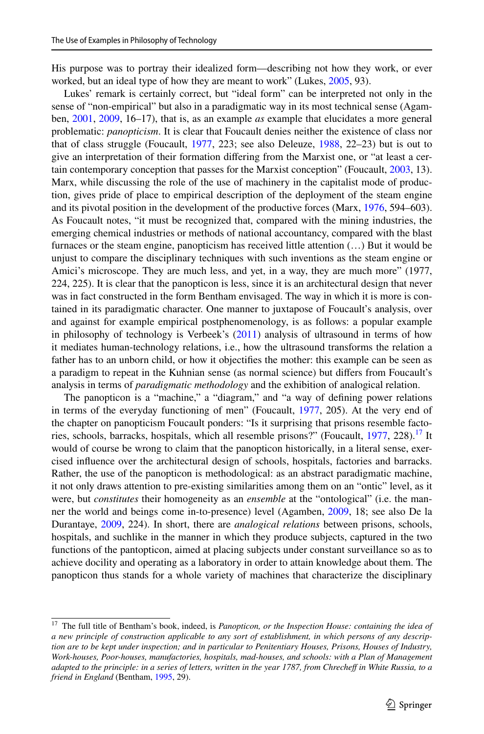His purpose was to portray their idealized form—describing not how they work, or ever worked, but an ideal type of how they are meant to work" (Lukes, 2005, 93).

Lukes' remark is certainly correct, but "ideal form" can be interpreted not only in the sense of "non-empirical" but also in a paradigmatic way in its most technical sense (Agamben, 2001, 2009, 16–17), that is, as an example *as* example that elucidates a more general problematic: *panopticism*. It is clear that Foucault denies neither the existence of class nor that of class struggle (Foucault, 1977, 223; see also Deleuze, 1988, 22–23) but is out to give an interpretation of their formation differing from the Marxist one, or "at least a certain contemporary conception that passes for the Marxist conception" (Foucault, 2003, 13). Marx, while discussing the role of the use of machinery in the capitalist mode of production, gives pride of place to empirical description of the deployment of the steam engine and its pivotal position in the development of the productive forces (Marx, 1976, 594–603). As Foucault notes, "it must be recognized that, compared with the mining industries, the emerging chemical industries or methods of national accountancy, compared with the blast furnaces or the steam engine, panopticism has received little attention (…) But it would be unjust to compare the disciplinary techniques with such inventions as the steam engine or Amici's microscope. They are much less, and yet, in a way, they are much more" (1977, 224, 225). It is clear that the panopticon is less, since it is an architectural design that never was in fact constructed in the form Bentham envisaged. The way in which it is more is contained in its paradigmatic character. One manner to juxtapose of Foucault's analysis, over and against for example empirical postphenomenology, is as follows: a popular example in philosophy of technology is Verbeek's (2011) analysis of ultrasound in terms of how it mediates human-technology relations, i.e., how the ultrasound transforms the relation a father has to an unborn child, or how it objectifies the mother: this example can be seen as a paradigm to repeat in the Kuhnian sense (as normal science) but differs from Foucault's analysis in terms of *paradigmatic methodology* and the exhibition of analogical relation.

The panopticon is a "machine," a "diagram," and "a way of defining power relations in terms of the everyday functioning of men" (Foucault, 1977, 205). At the very end of the chapter on panopticism Foucault ponders: "Is it surprising that prisons resemble factories, schools, barracks, hospitals, which all resemble prisons?" (Foucault, 1977, 228).[17] It would of course be wrong to claim that the panopticon historically, in a literal sense, exercised influence over the architectural design of schools, hospitals, factories and barracks. Rather, the use of the panopticon is methodological: as an abstract paradigmatic machine, it not only draws attention to pre-existing similarities among them on an "ontic" level, as it were, but *constitutes* their homogeneity as an *ensemble* at the "ontological" (i.e. the manner the world and beings come in-to-presence) level (Agamben, 2009, 18; see also De la Durantaye, 2009, 224). In short, there are *analogical relations* between prisons, schools, hospitals, and suchlike in the manner in which they produce subjects, captured in the two functions of the pantopticon, aimed at placing subjects under constant surveillance so as to achieve docility and operating as a laboratory in order to attain knowledge about them. The panopticon thus stands for a whole variety of machines that characterize the disciplinary

[17] The full title of Bentham's book, indeed, is *Panopticon, or the Inspection House: containing the idea of a new principle of construction applicable to any sort of establishment, in which persons of any description are to be kept under inspection; and in particular to Penitentiary Houses, Prisons, Houses of Industry, Work-houses, Poor-houses, manufactories, hospitals, mad-houses, and schools: with a Plan of Management adapted to the principle: in a series of letters, written in the year 1787, from Chrecheff in White Russia, to a friend in England* (Bentham, 1995, 29).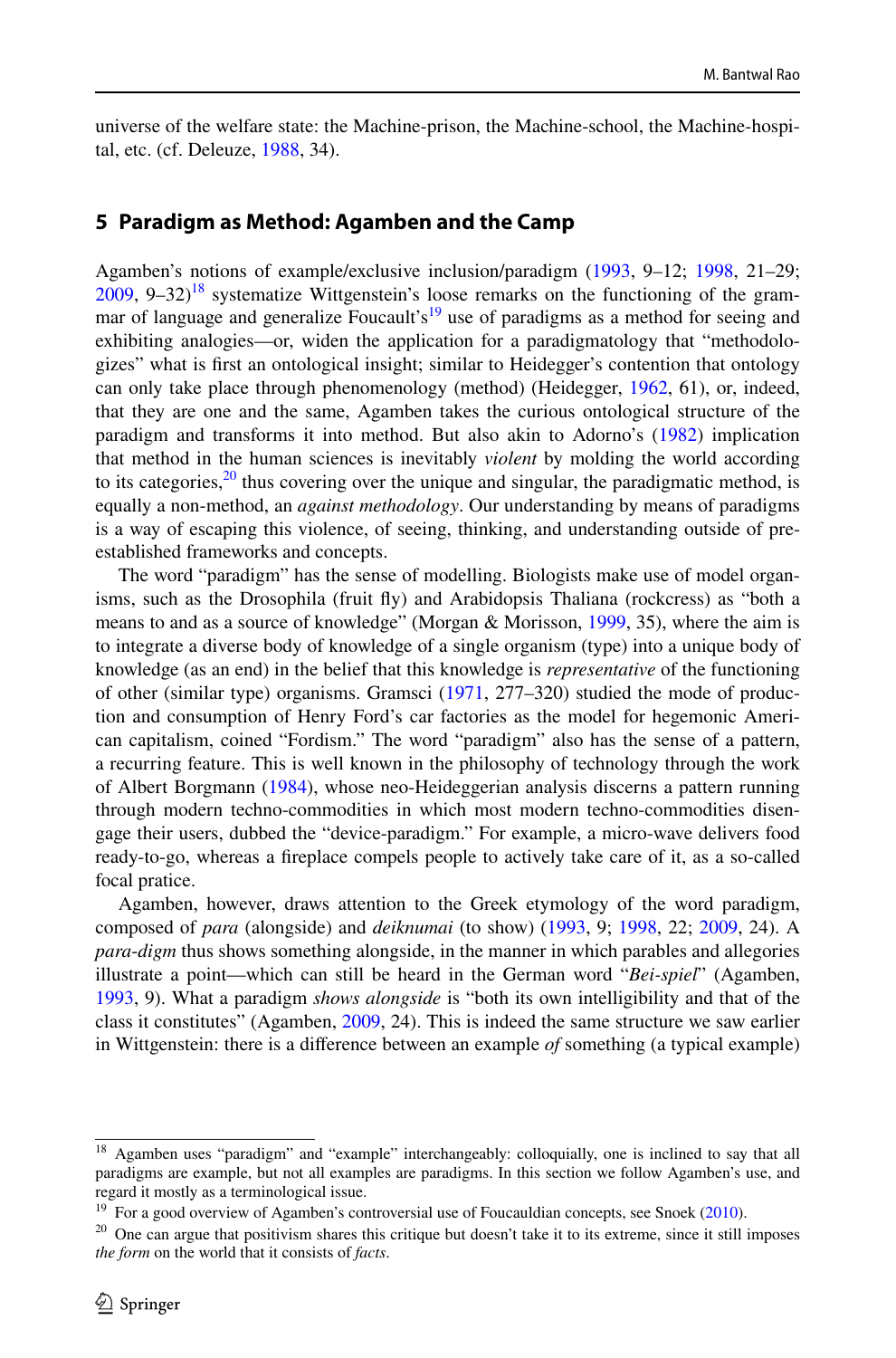universe of the welfare state: the Machine-prison, the Machine-school, the Machine-hospital, etc. (cf. Deleuze, 1988, 34).

## 5 Paradigm as Method: Agamben and the Camp

Agamben's notions of example/exclusive inclusion/paradigm (1993, 9–12; 1998, 21–29; 2009, 9–32)[18] systematize Wittgenstein's loose remarks on the functioning of the grammar of language and generalize Foucault's[19] use of paradigms as a method for seeing and exhibiting analogies—or, widen the application for a paradigmatology that "methodologizes" what is first an ontological insight; similar to Heidegger's contention that ontology can only take place through phenomenology (method) (Heidegger, 1962, 61), or, indeed, that they are one and the same, Agamben takes the curious ontological structure of the paradigm and transforms it into method. But also akin to Adorno's (1982) implication that method in the human sciences is inevitably *violent* by molding the world according to its categories,[20] thus covering over the unique and singular, the paradigmatic method, is equally a non-method, an *against methodology*. Our understanding by means of paradigms is a way of escaping this violence, of seeing, thinking, and understanding outside of pre-established frameworks and concepts.

The word "paradigm" has the sense of modelling. Biologists make use of model organisms, such as the Drosophila (fruit fly) and Arabidopsis Thaliana (rockcress) as "both a means to and as a source of knowledge" (Morgan & Morisson, 1999, 35), where the aim is to integrate a diverse body of knowledge of a single organism (type) into a unique body of knowledge (as an end) in the belief that this knowledge is *representative* of the functioning of other (similar type) organisms. Gramsci (1971, 277–320) studied the mode of production and consumption of Henry Ford's car factories as the model for hegemonic American capitalism, coined "Fordism." The word "paradigm" also has the sense of a pattern, a recurring feature. This is well known in the philosophy of technology through the work of Albert Borgmann (1984), whose neo-Heideggerian analysis discerns a pattern running through modern techno-commodities in which most modern techno-commodities disengage their users, dubbed the "device-paradigm." For example, a micro-wave delivers food ready-to-go, whereas a fireplace compels people to actively take care of it, as a so-called focal pratice.

Agamben, however, draws attention to the Greek etymology of the word paradigm, composed of *para* (alongside) and *deiknumai* (to show) (1993, 9; 1998, 22; 2009, 24). A *para-digm* thus shows something alongside, in the manner in which parables and allegories illustrate a point—which can still be heard in the German word "*Bei-spiel*" (Agamben, 1993, 9). What a paradigm *shows alongside* is "both its own intelligibility and that of the class it constitutes" (Agamben, 2009, 24). This is indeed the same structure we saw earlier in Wittgenstein: there is a difference between an example *of* something (a typical example)

---

[18] Agamben uses "paradigm" and "example" interchangeably: colloquially, one is inclined to say that all paradigms are example, but not all examples are paradigms. In this section we follow Agamben's use, and regard it mostly as a terminological issue.

[19] For a good overview of Agamben's controversial use of Foucauldian concepts, see Snoek (2010).

[20] One can argue that positivism shares this critique but doesn't take it to its extreme, since it still imposes *the form* on the world that it consists of *facts*.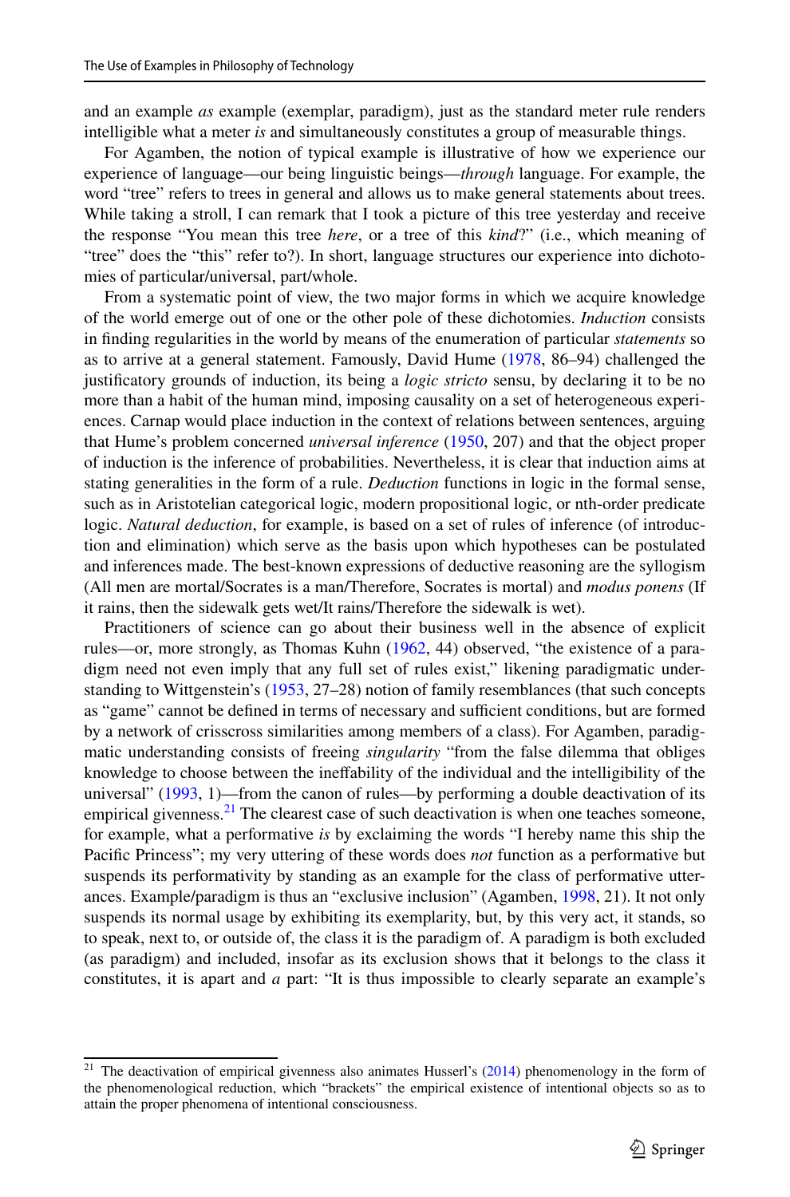and an example *as* example (exemplar, paradigm), just as the standard meter rule renders intelligible what a meter *is* and simultaneously constitutes a group of measurable things.

For Agamben, the notion of typical example is illustrative of how we experience our experience of language—our being linguistic beings—*through* language. For example, the word "tree" refers to trees in general and allows us to make general statements about trees. While taking a stroll, I can remark that I took a picture of this tree yesterday and receive the response "You mean this tree *here*, or a tree of this *kind*?" (i.e., which meaning of "tree" does the "this" refer to?). In short, language structures our experience into dichotomies of particular/universal, part/whole.

From a systematic point of view, the two major forms in which we acquire knowledge of the world emerge out of one or the other pole of these dichotomies. *Induction* consists in finding regularities in the world by means of the enumeration of particular *statements* so as to arrive at a general statement. Famously, David Hume (1978, 86–94) challenged the justificatory grounds of induction, its being a *logic stricto* sensu, by declaring it to be no more than a habit of the human mind, imposing causality on a set of heterogeneous experiences. Carnap would place induction in the context of relations between sentences, arguing that Hume's problem concerned *universal inference* (1950, 207) and that the object proper of induction is the inference of probabilities. Nevertheless, it is clear that induction aims at stating generalities in the form of a rule. *Deduction* functions in logic in the formal sense, such as in Aristotelian categorical logic, modern propositional logic, or nth-order predicate logic. *Natural deduction*, for example, is based on a set of rules of inference (of introduction and elimination) which serve as the basis upon which hypotheses can be postulated and inferences made. The best-known expressions of deductive reasoning are the syllogism (All men are mortal/Socrates is a man/Therefore, Socrates is mortal) and *modus ponens* (If it rains, then the sidewalk gets wet/It rains/Therefore the sidewalk is wet).

Practitioners of science can go about their business well in the absence of explicit rules—or, more strongly, as Thomas Kuhn (1962, 44) observed, "the existence of a paradigm need not even imply that any full set of rules exist," likening paradigmatic understanding to Wittgenstein's (1953, 27–28) notion of family resemblances (that such concepts as "game" cannot be defined in terms of necessary and sufficient conditions, but are formed by a network of crisscross similarities among members of a class). For Agamben, paradigmatic understanding consists of freeing *singularity* "from the false dilemma that obliges knowledge to choose between the ineffability of the individual and the intelligibility of the universal" (1993, 1)—from the canon of rules—by performing a double deactivation of its empirical givenness.[21] The clearest case of such deactivation is when one teaches someone, for example, what a performative *is* by exclaiming the words "I hereby name this ship the Pacific Princess"; my very uttering of these words does *not* function as a performative but suspends its performativity by standing as an example for the class of performative utterances. Example/paradigm is thus an "exclusive inclusion" (Agamben, 1998, 21). It not only suspends its normal usage by exhibiting its exemplarity, but, by this very act, it stands, so to speak, next to, or outside of, the class it is the paradigm of. A paradigm is both excluded (as paradigm) and included, insofar as its exclusion shows that it belongs to the class it constitutes, it is apart and *a* part: "It is thus impossible to clearly separate an example's

[21] The deactivation of empirical givenness also animates Husserl's (2014) phenomenology in the form of the phenomenological reduction, which "brackets" the empirical existence of intentional objects so as to attain the proper phenomena of intentional consciousness.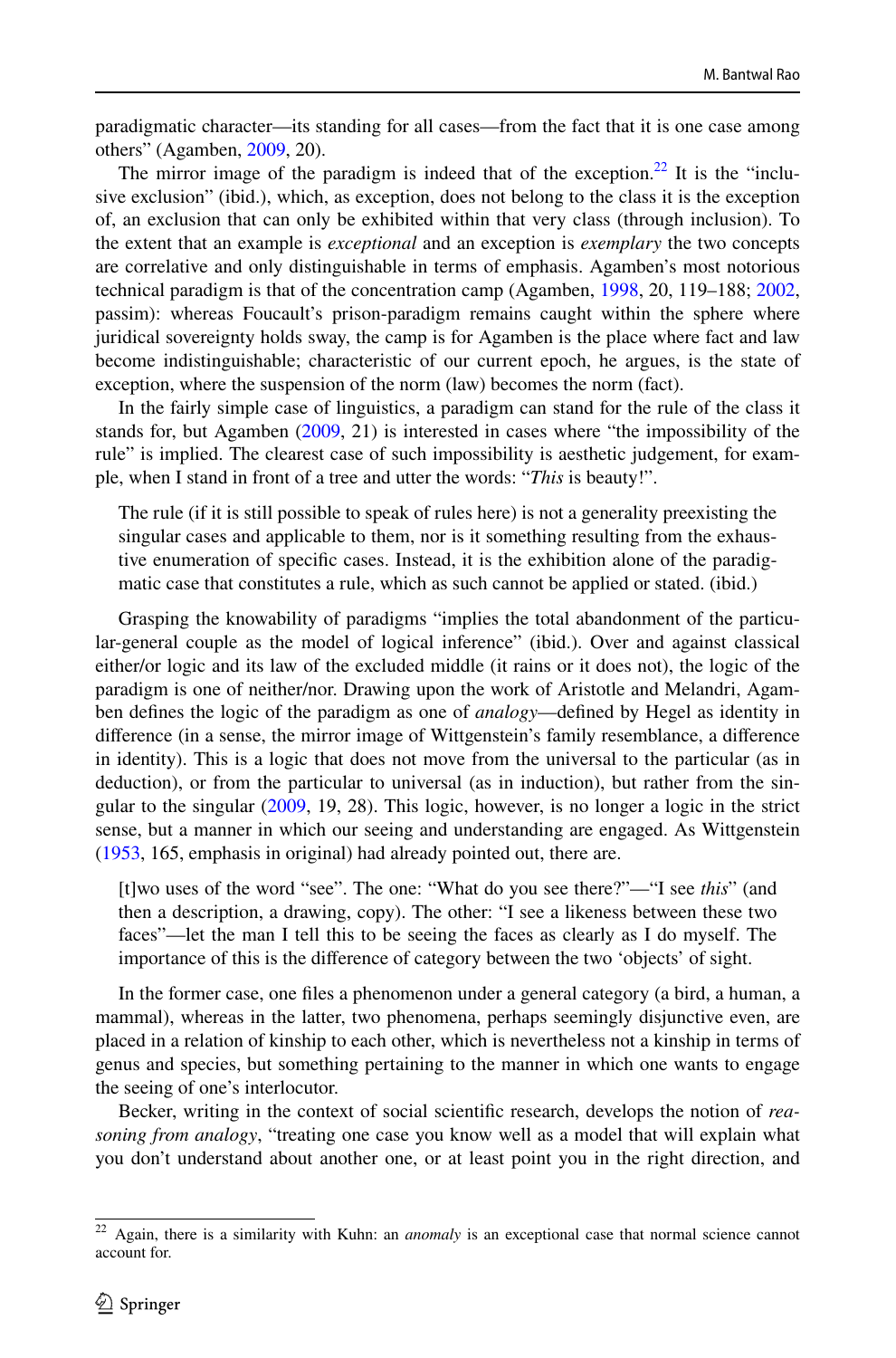paradigmatic character—its standing for all cases—from the fact that it is one case among others" (Agamben, 2009, 20).

The mirror image of the paradigm is indeed that of the exception.[22] It is the "inclusive exclusion" (ibid.), which, as exception, does not belong to the class it is the exception of, an exclusion that can only be exhibited within that very class (through inclusion). To the extent that an example is *exceptional* and an exception is *exemplary* the two concepts are correlative and only distinguishable in terms of emphasis. Agamben's most notorious technical paradigm is that of the concentration camp (Agamben, 1998, 20, 119–188; 2002, passim): whereas Foucault's prison-paradigm remains caught within the sphere where juridical sovereignty holds sway, the camp is for Agamben is the place where fact and law become indistinguishable; characteristic of our current epoch, he argues, is the state of exception, where the suspension of the norm (law) becomes the norm (fact).

In the fairly simple case of linguistics, a paradigm can stand for the rule of the class it stands for, but Agamben (2009, 21) is interested in cases where "the impossibility of the rule" is implied. The clearest case of such impossibility is aesthetic judgement, for example, when I stand in front of a tree and utter the words: "*This* is beauty!".

> The rule (if it is still possible to speak of rules here) is not a generality preexisting the singular cases and applicable to them, nor is it something resulting from the exhaustive enumeration of specific cases. Instead, it is the exhibition alone of the paradigmatic case that constitutes a rule, which as such cannot be applied or stated. (ibid.)

Grasping the knowability of paradigms "implies the total abandonment of the particular-general couple as the model of logical inference" (ibid.). Over and against classical either/or logic and its law of the excluded middle (it rains or it does not), the logic of the paradigm is one of neither/nor. Drawing upon the work of Aristotle and Melandri, Agamben defines the logic of the paradigm as one of *analogy*—defined by Hegel as identity in difference (in a sense, the mirror image of Wittgenstein's family resemblance, a difference in identity). This is a logic that does not move from the universal to the particular (as in deduction), or from the particular to universal (as in induction), but rather from the singular to the singular (2009, 19, 28). This logic, however, is no longer a logic in the strict sense, but a manner in which our seeing and understanding are engaged. As Wittgenstein (1953, 165, emphasis in original) had already pointed out, there are.

> [t]wo uses of the word "see". The one: "What do you see there?"—"I see *this*" (and then a description, a drawing, copy). The other: "I see a likeness between these two faces"—let the man I tell this to be seeing the faces as clearly as I do myself. The importance of this is the difference of category between the two 'objects' of sight.

In the former case, one files a phenomenon under a general category (a bird, a human, a mammal), whereas in the latter, two phenomena, perhaps seemingly disjunctive even, are placed in a relation of kinship to each other, which is nevertheless not a kinship in terms of genus and species, but something pertaining to the manner in which one wants to engage the seeing of one's interlocutor.

Becker, writing in the context of social scientific research, develops the notion of *reasoning from analogy*, "treating one case you know well as a model that will explain what you don't understand about another one, or at least point you in the right direction, and

[22] Again, there is a similarity with Kuhn: an *anomaly* is an exceptional case that normal science cannot account for.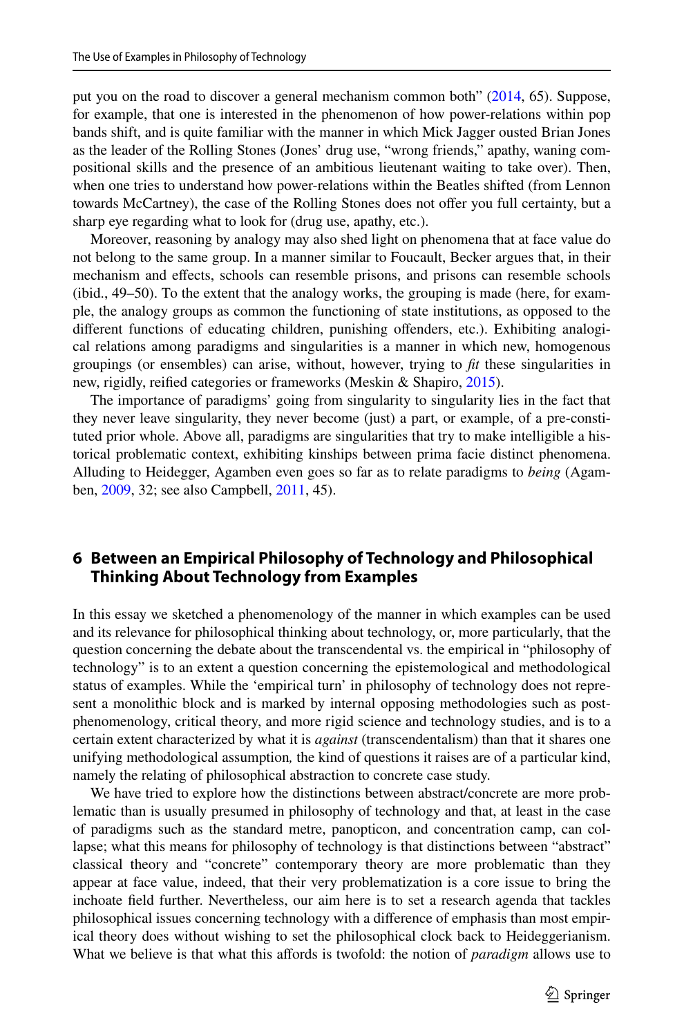put you on the road to discover a general mechanism common both" (2014, 65). Suppose, for example, that one is interested in the phenomenon of how power-relations within pop bands shift, and is quite familiar with the manner in which Mick Jagger ousted Brian Jones as the leader of the Rolling Stones (Jones' drug use, "wrong friends," apathy, waning compositional skills and the presence of an ambitious lieutenant waiting to take over). Then, when one tries to understand how power-relations within the Beatles shifted (from Lennon towards McCartney), the case of the Rolling Stones does not offer you full certainty, but a sharp eye regarding what to look for (drug use, apathy, etc.).

Moreover, reasoning by analogy may also shed light on phenomena that at face value do not belong to the same group. In a manner similar to Foucault, Becker argues that, in their mechanism and effects, schools can resemble prisons, and prisons can resemble schools (ibid., 49–50). To the extent that the analogy works, the grouping is made (here, for example, the analogy groups as common the functioning of state institutions, as opposed to the different functions of educating children, punishing offenders, etc.). Exhibiting analogical relations among paradigms and singularities is a manner in which new, homogenous groupings (or ensembles) can arise, without, however, trying to *fit* these singularities in new, rigidly, reified categories or frameworks (Meskin & Shapiro, 2015).

The importance of paradigms' going from singularity to singularity lies in the fact that they never leave singularity, they never become (just) a part, or example, of a pre-constituted prior whole. Above all, paradigms are singularities that try to make intelligible a historical problematic context, exhibiting kinships between prima facie distinct phenomena. Alluding to Heidegger, Agamben even goes so far as to relate paradigms to *being* (Agamben, 2009, 32; see also Campbell, 2011, 45).

## 6 Between an Empirical Philosophy of Technology and Philosophical Thinking About Technology from Examples

In this essay we sketched a phenomenology of the manner in which examples can be used and its relevance for philosophical thinking about technology, or, more particularly, that the question concerning the debate about the transcendental vs. the empirical in "philosophy of technology" is to an extent a question concerning the epistemological and methodological status of examples. While the 'empirical turn' in philosophy of technology does not represent a monolithic block and is marked by internal opposing methodologies such as postphenomenology, critical theory, and more rigid science and technology studies, and is to a certain extent characterized by what it is *against* (transcendentalism) than that it shares one unifying methodological assumption*,* the kind of questions it raises are of a particular kind, namely the relating of philosophical abstraction to concrete case study.

We have tried to explore how the distinctions between abstract/concrete are more problematic than is usually presumed in philosophy of technology and that, at least in the case of paradigms such as the standard metre, panopticon, and concentration camp, can collapse; what this means for philosophy of technology is that distinctions between "abstract" classical theory and "concrete" contemporary theory are more problematic than they appear at face value, indeed, that their very problematization is a core issue to bring the inchoate field further. Nevertheless, our aim here is to set a research agenda that tackles philosophical issues concerning technology with a difference of emphasis than most empirical theory does without wishing to set the philosophical clock back to Heideggerianism. What we believe is that what this affords is twofold: the notion of *paradigm* allows use to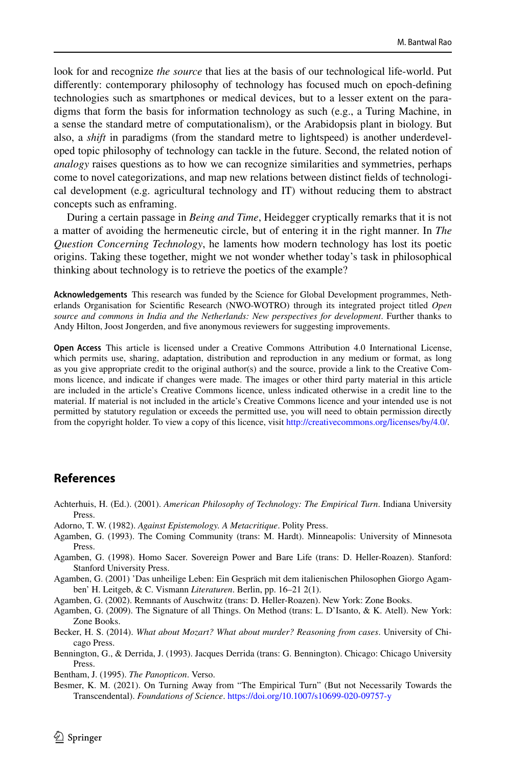look for and recognize *the source* that lies at the basis of our technological life-world. Put differently: contemporary philosophy of technology has focused much on epoch-defining technologies such as smartphones or medical devices, but to a lesser extent on the paradigms that form the basis for information technology as such (e.g., a Turing Machine, in a sense the standard metre of computationalism), or the Arabidopsis plant in biology. But also, a *shift* in paradigms (from the standard metre to lightspeed) is another underdeveloped topic philosophy of technology can tackle in the future. Second, the related notion of *analogy* raises questions as to how we can recognize similarities and symmetries, perhaps come to novel categorizations, and map new relations between distinct fields of technological development (e.g. agricultural technology and IT) without reducing them to abstract concepts such as enframing.

During a certain passage in *Being and Time*, Heidegger cryptically remarks that it is not a matter of avoiding the hermeneutic circle, but of entering it in the right manner. In *The Question Concerning Technology*, he laments how modern technology has lost its poetic origins. Taking these together, might we not wonder whether today's task in philosophical thinking about technology is to retrieve the poetics of the example?

**Acknowledgements** This research was funded by the Science for Global Development programmes, Netherlands Organisation for Scientific Research (NWO-WOTRO) through its integrated project titled *Open source and commons in India and the Netherlands: New perspectives for development*. Further thanks to Andy Hilton, Joost Jongerden, and five anonymous reviewers for suggesting improvements.

**Open Access** This article is licensed under a Creative Commons Attribution 4.0 International License, which permits use, sharing, adaptation, distribution and reproduction in any medium or format, as long as you give appropriate credit to the original author(s) and the source, provide a link to the Creative Commons licence, and indicate if changes were made. The images or other third party material in this article are included in the article's Creative Commons licence, unless indicated otherwise in a credit line to the material. If material is not included in the article's Creative Commons licence and your intended use is not permitted by statutory regulation or exceeds the permitted use, you will need to obtain permission directly from the copyright holder. To view a copy of this licence, visit http://creativecommons.org/licenses/by/4.0/.

## References

Achterhuis, H. (Ed.). (2001). *American Philosophy of Technology: The Empirical Turn*. Indiana University Press.

Adorno, T. W. (1982). *Against Epistemology. A Metacritique*. Polity Press.

Agamben, G. (1993). The Coming Community (trans: M. Hardt). Minneapolis: University of Minnesota Press.

Agamben, G. (1998). Homo Sacer. Sovereign Power and Bare Life (trans: D. Heller-Roazen). Stanford: Stanford University Press.

Agamben, G. (2001) 'Das unheilige Leben: Ein Gespräch mit dem italienischen Philosophen Giorgo Agamben' H. Leitgeb, & C. Vismann *Literaturen*. Berlin, pp. 16–21 2(1).

Agamben, G. (2002). Remnants of Auschwitz (trans: D. Heller-Roazen). New York: Zone Books.

Agamben, G. (2009). The Signature of all Things. On Method (trans: L. D'Isanto, & K. Atell). New York: Zone Books.

Becker, H. S. (2014). *What about Mozart? What about murder? Reasoning from cases*. University of Chicago Press.

Bennington, G., & Derrida, J. (1993). Jacques Derrida (trans: G. Bennington). Chicago: Chicago University Press.

Bentham, J. (1995). *The Panopticon*. Verso.

Besmer, K. M. (2021). On Turning Away from "The Empirical Turn" (But not Necessarily Towards the Transcendental). *Foundations of Science*. https://doi.org/10.1007/s10699-020-09757-y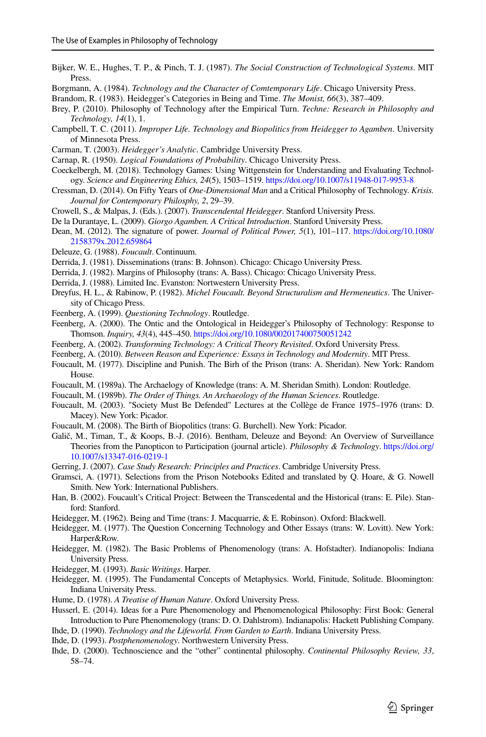Bijker, W. E., Hughes, T. P., & Pinch, T. J. (1987). *The Social Construction of Technological Systems*. MIT Press.

Borgmann, A. (1984). *Technology and the Character of Comtemporary Life*. Chicago University Press.

Brandom, R. (1983). Heidegger's Categories in Being and Time. *The Monist, 66*(3), 387–409.

Brey, P. (2010). Philosophy of Technology after the Empirical Turn. *Techne: Research in Philosophy and Technology, 14*(1), 1.

Campbell, T. C. (2011). *Improper Life. Technology and Biopolitics from Heidegger to Agamben*. University of Minnesota Press.

Carman, T. (2003). *Heidegger's Analytic*. Cambridge University Press.

Carnap, R. (1950). *Logical Foundations of Probability*. Chicago University Press.

Coeckelbergh, M. (2018). Technology Games: Using Wittgenstein for Understanding and Evaluating Technology. *Science and Engineering Ethics, 24*(5), 1503–1519. https://doi.org/10.1007/s11948-017-9953-8

Cressman, D. (2014). On Fifty Years of *One-Dimensional Man* and a Critical Philosophy of Technology. *Krisis. Journal for Contemporary Philsophy, 2*, 29–39.

Crowell, S., & Malpas, J. (Eds.). (2007). *Transcendental Heidegger*. Stanford University Press.

De la Durantaye, L. (2009). *Giorgo Agamben. A Critical Introduction*. Stanford University Press.

Dean, M. (2012). The signature of power. *Journal of Political Power, 5*(1), 101–117. https://doi.org/10.1080/2158379x.2012.659864

Deleuze, G. (1988). *Foucault*. Continuum.

Derrida, J. (1981). Disseminations (trans: B. Johnson). Chicago: Chicago University Press.

Derrida, J. (1982). Margins of Philosophy (trans: A. Bass). Chicago: Chicago University Press.

Derrida, J. (1988). Limited Inc. Evanston: Nortwestern University Press.

Dreyfus, H. L., & Rabinow, P. (1982). *Michel Foucault. Beyond Structuralism and Hermeneutics*. The University of Chicago Press.

Feenberg, A. (1999). *Questioning Technology*. Routledge.

Feenberg, A. (2000). The Ontic and the Ontological in Heidegger's Philosophy of Technology: Response to Thomson. *Inquiry, 43*(4), 445–450. https://doi.org/10.1080/002017400750051242

Feenberg, A. (2002). *Transforming Technology: A Critical Theory Revisited*. Oxford University Press.

Feenberg, A. (2010). *Between Reason and Experience: Essays in Technology and Modernity*. MIT Press.

Foucault, M. (1977). Discipline and Punish. The Birh of the Prison (trans: A. Sheridan). New York: Random House.

Foucault, M. (1989a). The Archaelogy of Knowledge (trans: A. M. Sheridan Smith). London: Routledge.

Foucault, M. (1989b). *The Order of Things. An Archaeology of the Human Sciences*. Routledge.

Foucault, M. (2003). "Society Must Be Defended" Lectures at the Collège de France 1975–1976 (trans: D. Macey). New York: Picador.

Foucault, M. (2008). The Birth of Biopolitics (trans: G. Burchell). New York: Picador.

Galič, M., Timan, T., & Koops, B.-J. (2016). Bentham, Deleuze and Beyond: An Overview of Surveillance Theories from the Panopticon to Participation (journal article). *Philosophy & Technology*. https://doi.org/10.1007/s13347-016-0219-1

Gerring, J. (2007). *Case Study Research: Principles and Practices*. Cambridge University Press.

Gramsci, A. (1971). Selections from the Prison Notebooks Edited and translated by Q. Hoare, & G. Nowell Smith. New York: International Publishers.

Han, B. (2002). Foucault's Critical Project: Between the Transcedental and the Historical (trans: E. Pile). Stanford: Stanford.

Heidegger, M. (1962). Being and Time (trans: J. Macquarrie, & E. Robinson). Oxford: Blackwell.

Heidegger, M. (1977). The Question Concerning Technology and Other Essays (trans: W. Lovitt). New York: Harper&Row.

Heidegger, M. (1982). The Basic Problems of Phenomenology (trans: A. Hofstadter). Indianapolis: Indiana University Press.

Heidegger, M. (1993). *Basic Writings*. Harper.

Heidegger, M. (1995). The Fundamental Concepts of Metaphysics. World, Finitude, Solitude. Bloomington: Indiana University Press.

Hume, D. (1978). *A Treatise of Human Nature*. Oxford University Press.

Husserl, E. (2014). Ideas for a Pure Phenomenology and Phenomenological Philosophy: First Book: General Introduction to Pure Phenomenology (trans: D. O. Dahlstrom). Indianapolis: Hackett Publishing Company.

Ihde, D. (1990). *Technology and the Lifeworld. From Garden to Earth*. Indiana University Press.

Ihde, D. (1993). *Postphenomenology*. Northwestern University Press.

Ihde, D. (2000). Technoscience and the "other" continental philosophy. *Continental Philosophy Review, 33*, 58–74.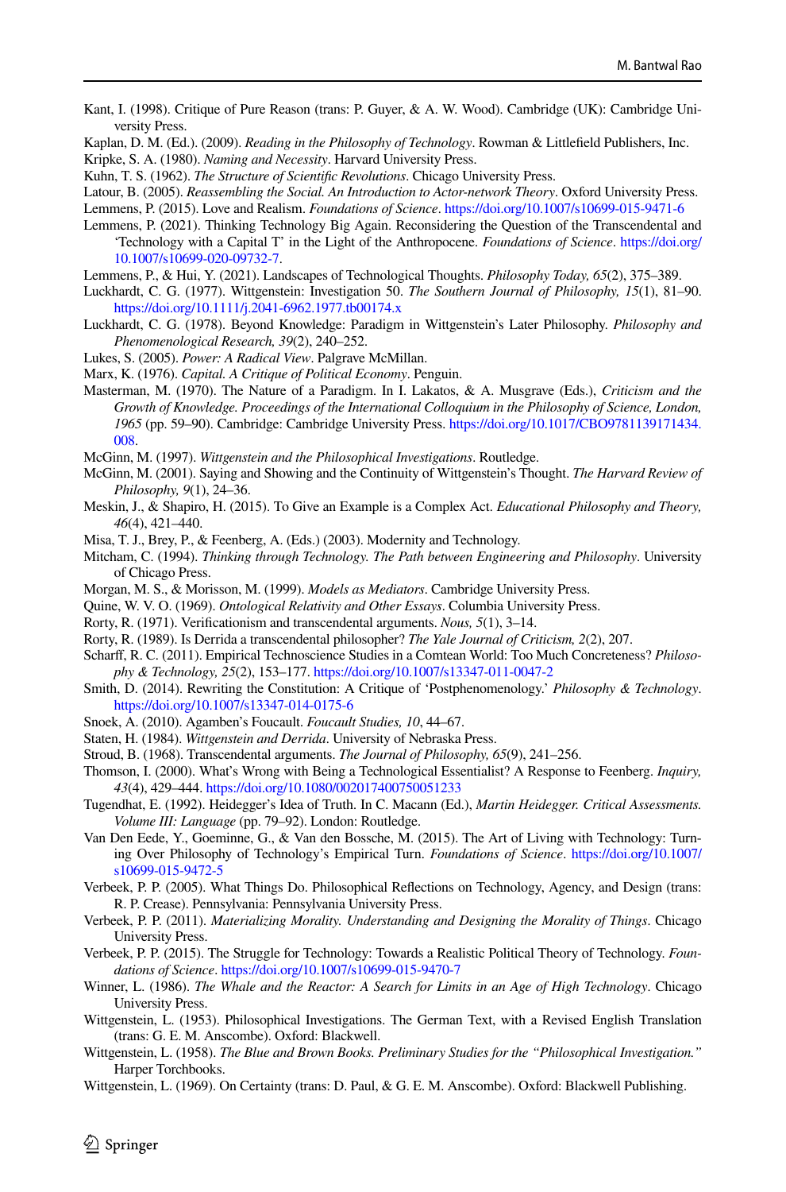Kant, I. (1998). Critique of Pure Reason (trans: P. Guyer, & A. W. Wood). Cambridge (UK): Cambridge University Press.

Kaplan, D. M. (Ed.). (2009). *Reading in the Philosophy of Technology*. Rowman & Littlefield Publishers, Inc.

Kripke, S. A. (1980). *Naming and Necessity*. Harvard University Press.

Kuhn, T. S. (1962). *The Structure of Scientific Revolutions*. Chicago University Press.

Latour, B. (2005). *Reassembling the Social. An Introduction to Actor-network Theory*. Oxford University Press.

Lemmens, P. (2015). Love and Realism. *Foundations of Science*. https://doi.org/10.1007/s10699-015-9471-6

Lemmens, P. (2021). Thinking Technology Big Again. Reconsidering the Question of the Transcendental and 'Technology with a Capital T' in the Light of the Anthropocene. *Foundations of Science*. https://doi.org/10.1007/s10699-020-09732-7.

Lemmens, P., & Hui, Y. (2021). Landscapes of Technological Thoughts. *Philosophy Today, 65*(2), 375–389.

Luckhardt, C. G. (1977). Wittgenstein: Investigation 50. *The Southern Journal of Philosophy, 15*(1), 81–90. https://doi.org/10.1111/j.2041-6962.1977.tb00174.x

Luckhardt, C. G. (1978). Beyond Knowledge: Paradigm in Wittgenstein's Later Philosophy. *Philosophy and Phenomenological Research, 39*(2), 240–252.

Lukes, S. (2005). *Power: A Radical View*. Palgrave McMillan.

Marx, K. (1976). *Capital. A Critique of Political Economy*. Penguin.

Masterman, M. (1970). The Nature of a Paradigm. In I. Lakatos, & A. Musgrave (Eds.), *Criticism and the Growth of Knowledge. Proceedings of the International Colloquium in the Philosophy of Science, London, 1965* (pp. 59–90). Cambridge: Cambridge University Press. https://doi.org/10.1017/CBO9781139171434.008.

McGinn, M. (1997). *Wittgenstein and the Philosophical Investigations*. Routledge.

McGinn, M. (2001). Saying and Showing and the Continuity of Wittgenstein's Thought. *The Harvard Review of Philosophy, 9*(1), 24–36.

Meskin, J., & Shapiro, H. (2015). To Give an Example is a Complex Act. *Educational Philosophy and Theory, 46*(4), 421–440.

Misa, T. J., Brey, P., & Feenberg, A. (Eds.) (2003). Modernity and Technology.

Mitcham, C. (1994). *Thinking through Technology. The Path between Engineering and Philosophy*. University of Chicago Press.

Morgan, M. S., & Morisson, M. (1999). *Models as Mediators*. Cambridge University Press.

Quine, W. V. O. (1969). *Ontological Relativity and Other Essays*. Columbia University Press.

Rorty, R. (1971). Verificationism and transcendental arguments. *Nous, 5*(1), 3–14.

Rorty, R. (1989). Is Derrida a transcendental philosopher? *The Yale Journal of Criticism, 2*(2), 207.

Scharff, R. C. (2011). Empirical Technoscience Studies in a Comtean World: Too Much Concreteness? *Philosophy & Technology, 25*(2), 153–177. https://doi.org/10.1007/s13347-011-0047-2

Smith, D. (2014). Rewriting the Constitution: A Critique of 'Postphenomenology.' *Philosophy & Technology*. https://doi.org/10.1007/s13347-014-0175-6

Snoek, A. (2010). Agamben's Foucault. *Foucault Studies, 10*, 44–67.

Staten, H. (1984). *Wittgenstein and Derrida*. University of Nebraska Press.

Stroud, B. (1968). Transcendental arguments. *The Journal of Philosophy, 65*(9), 241–256.

Thomson, I. (2000). What's Wrong with Being a Technological Essentialist? A Response to Feenberg. *Inquiry, 43*(4), 429–444. https://doi.org/10.1080/002017400750051233

Tugendhat, E. (1992). Heidegger's Idea of Truth. In C. Macann (Ed.), *Martin Heidegger. Critical Assessments. Volume III: Language* (pp. 79–92). London: Routledge.

Van Den Eede, Y., Goeminne, G., & Van den Bossche, M. (2015). The Art of Living with Technology: Turning Over Philosophy of Technology's Empirical Turn. *Foundations of Science*. https://doi.org/10.1007/s10699-015-9472-5

Verbeek, P. P. (2005). What Things Do. Philosophical Reflections on Technology, Agency, and Design (trans: R. P. Crease). Pennsylvania: Pennsylvania University Press.

Verbeek, P. P. (2011). *Materializing Morality. Understanding and Designing the Morality of Things*. Chicago University Press.

Verbeek, P. P. (2015). The Struggle for Technology: Towards a Realistic Political Theory of Technology. *Foundations of Science*. https://doi.org/10.1007/s10699-015-9470-7

Winner, L. (1986). *The Whale and the Reactor: A Search for Limits in an Age of High Technology*. Chicago University Press.

Wittgenstein, L. (1953). Philosophical Investigations. The German Text, with a Revised English Translation (trans: G. E. M. Anscombe). Oxford: Blackwell.

Wittgenstein, L. (1958). *The Blue and Brown Books. Preliminary Studies for the "Philosophical Investigation."* Harper Torchbooks.

Wittgenstein, L. (1969). On Certainty (trans: D. Paul, & G. E. M. Anscombe). Oxford: Blackwell Publishing.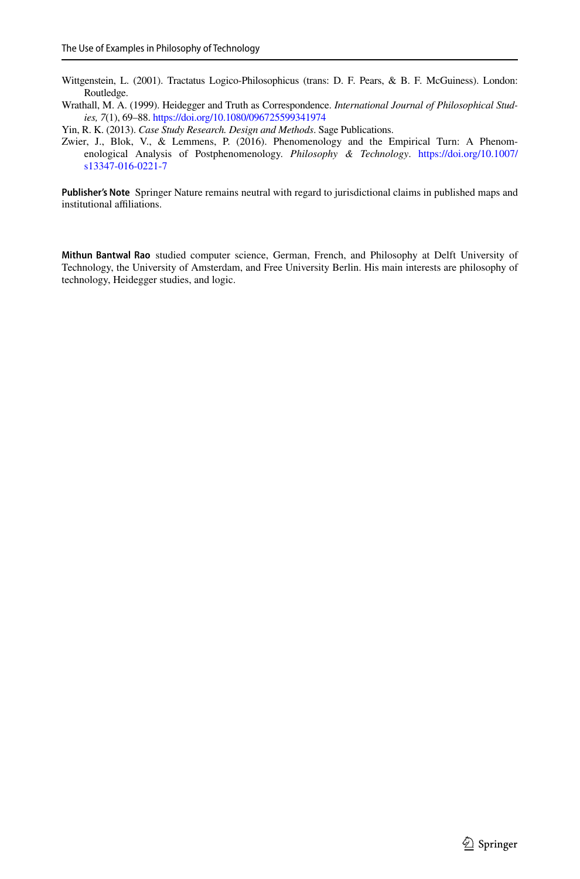Wittgenstein, L. (2001). Tractatus Logico-Philosophicus (trans: D. F. Pears, & B. F. McGuiness). London: Routledge.

Wrathall, M. A. (1999). Heidegger and Truth as Correspondence. *International Journal of Philosophical Studies, 7*(1), 69–88. https://doi.org/10.1080/096725599341974

Yin, R. K. (2013). *Case Study Research. Design and Methods*. Sage Publications.

Zwier, J., Blok, V., & Lemmens, P. (2016). Phenomenology and the Empirical Turn: A Phenomenological Analysis of Postphenomenology. *Philosophy & Technology*. https://doi.org/10.1007/s13347-016-0221-7

**Publisher's Note** Springer Nature remains neutral with regard to jurisdictional claims in published maps and institutional affiliations.

**Mithun Bantwal Rao** studied computer science, German, French, and Philosophy at Delft University of Technology, the University of Amsterdam, and Free University Berlin. His main interests are philosophy of technology, Heidegger studies, and logic.